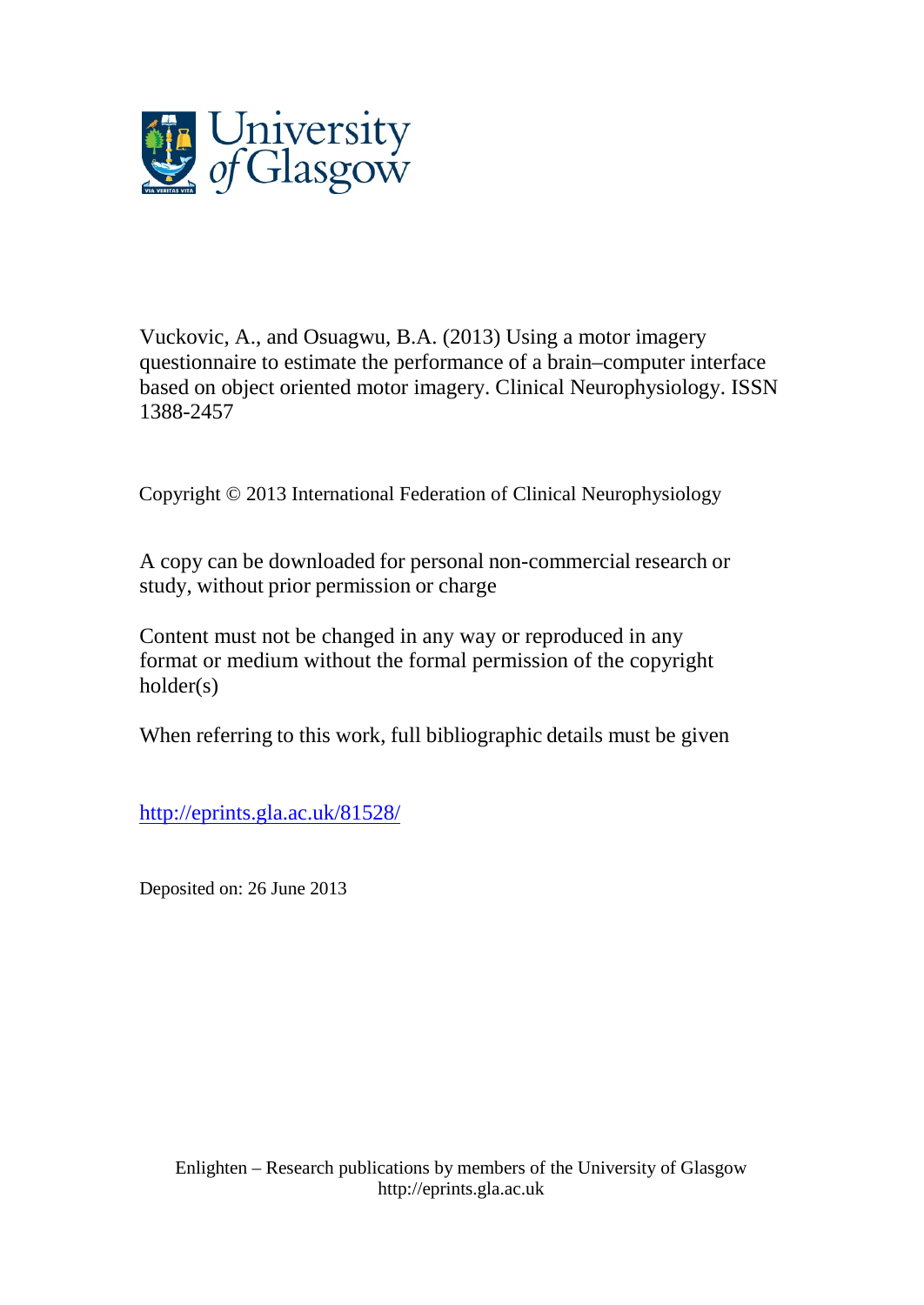University of Glasgow

Vuckovic, A., and Osuagwu, B.A. (2013) Using a motor imagery questionnaire to estimate the performance of a brain–computer interface based on object oriented motor imagery. Clinical Neurophysiology. ISSN 1388-2457

Copyright © 2013 International Federation of Clinical Neurophysiology

A copy can be downloaded for personal non-commercial research or study, without prior permission or charge

Content must not be changed in any way or reproduced in any format or medium without the formal permission of the copyright holder(s)

When referring to this work, full bibliographic details must be given

http://eprints.gla.ac.uk/81528/

Deposited on: 26 June 2013

Enlighten – Research publications by members of the University of Glasgow
http://eprints.gla.ac.uk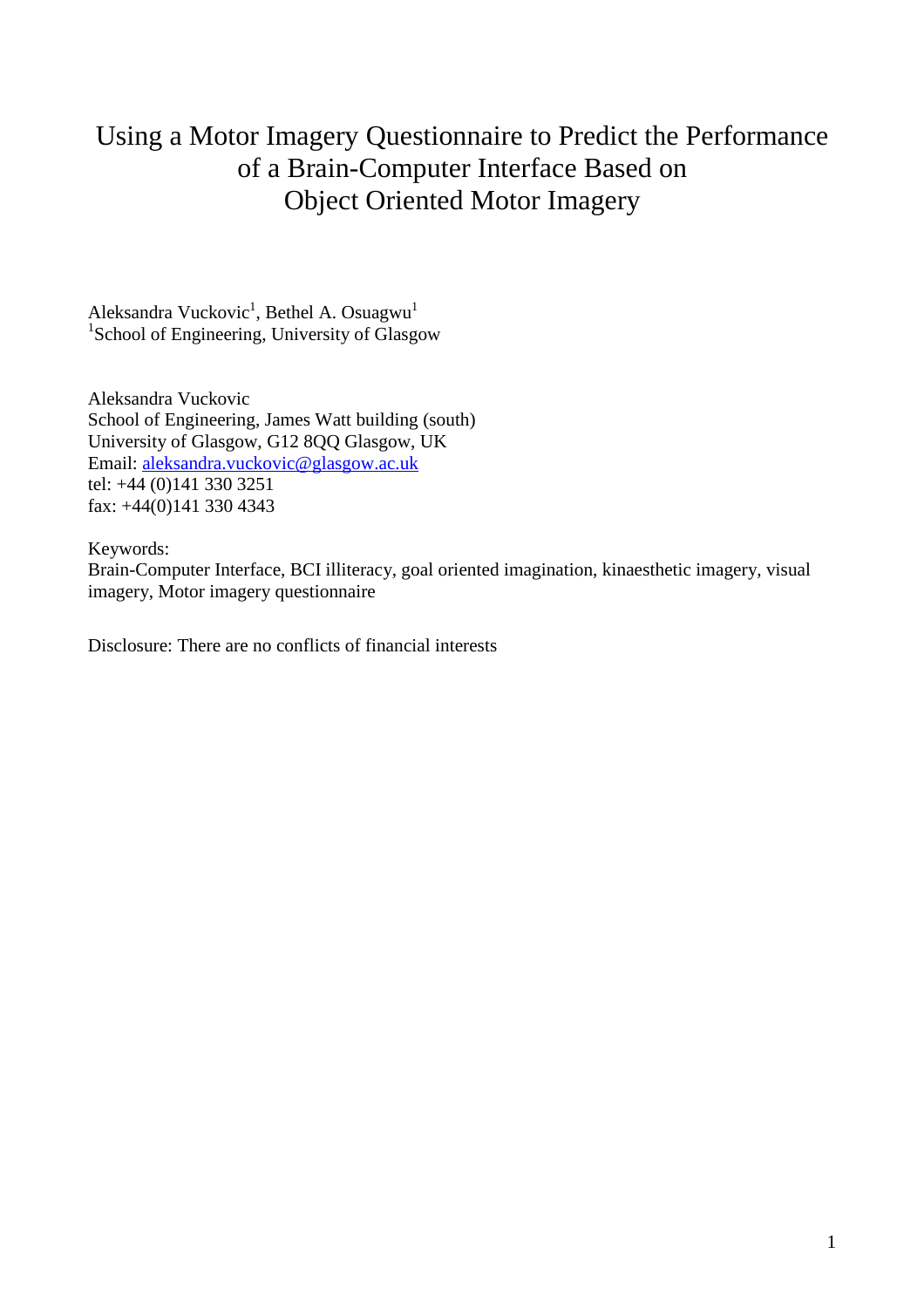# Using a Motor Imagery Questionnaire to Predict the Performance of a Brain-Computer Interface Based on Object Oriented Motor Imagery

Aleksandra Vuckovic[1], Bethel A. Osuagwu[1]
[1]School of Engineering, University of Glasgow

Aleksandra Vuckovic
School of Engineering, James Watt building (south)
University of Glasgow, G12 8QQ Glasgow, UK
Email: aleksandra.vuckovic@glasgow.ac.uk
tel: +44 (0)141 330 3251
fax: +44(0)141 330 4343

Keywords:
Brain-Computer Interface, BCI illiteracy, goal oriented imagination, kinaesthetic imagery, visual imagery, Motor imagery questionnaire

Disclosure: There are no conflicts of financial interests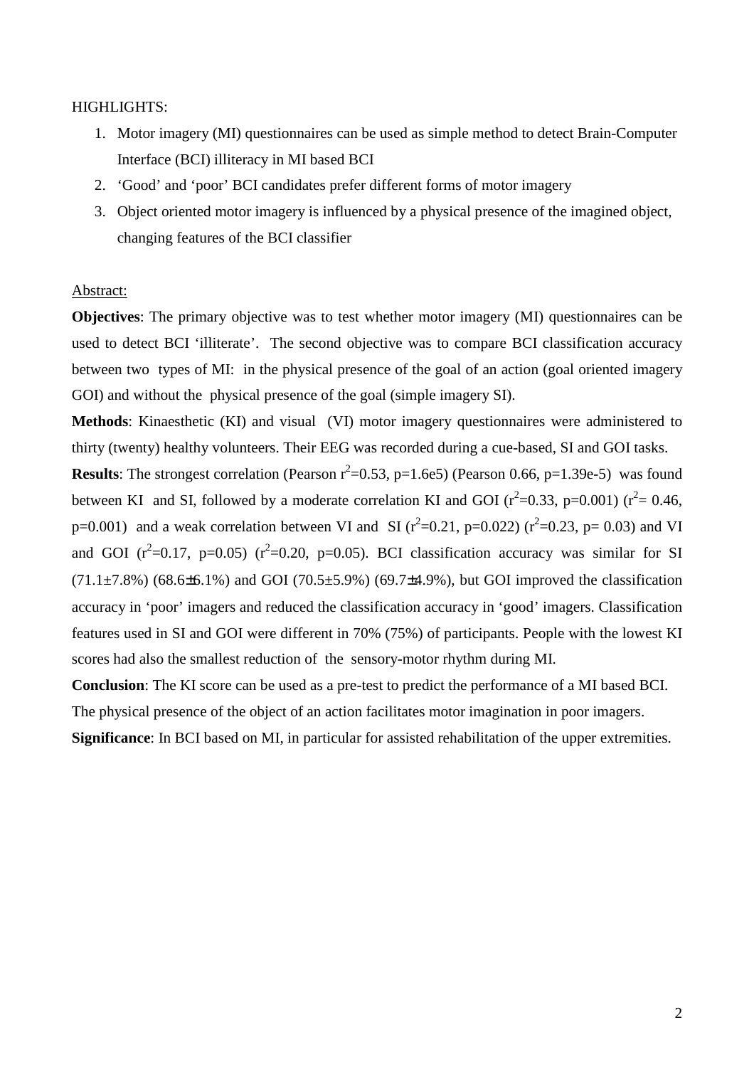HIGHLIGHTS:

1. Motor imagery (MI) questionnaires can be used as simple method to detect Brain-Computer Interface (BCI) illiteracy in MI based BCI
2. 'Good' and 'poor' BCI candidates prefer different forms of motor imagery
3. Object oriented motor imagery is influenced by a physical presence of the imagined object, changing features of the BCI classifier

Abstract:

**Objectives**: The primary objective was to test whether motor imagery (MI) questionnaires can be used to detect BCI 'illiterate'. The second objective was to compare BCI classification accuracy between two types of MI: in the physical presence of the goal of an action (goal oriented imagery GOI) and without the physical presence of the goal (simple imagery SI).

**Methods**: Kinaesthetic (KI) and visual (VI) motor imagery questionnaires were administered to thirty (twenty) healthy volunteers. Their EEG was recorded during a cue-based, SI and GOI tasks.

**Results**: The strongest correlation (Pearson $r^2$=0.53, p=1.6e5) (Pearson 0.66, p=1.39e-5) was found between KI and SI, followed by a moderate correlation KI and GOI ($r^2$=0.33, p=0.001) ($r^2$= 0.46, p=0.001) and a weak correlation between VI and SI ($r^2$=0.21, p=0.022) ($r^2$=0.23, p= 0.03) and VI and GOI ($r^2$=0.17, p=0.05) ($r^2$=0.20, p=0.05). BCI classification accuracy was similar for SI (71.1±7.8%) (68.6±6.1%) and GOI (70.5±5.9%) (69.7±4.9%), but GOI improved the classification accuracy in 'poor' imagers and reduced the classification accuracy in 'good' imagers. Classification features used in SI and GOI were different in 70% (75%) of participants. People with the lowest KI scores had also the smallest reduction of the sensory-motor rhythm during MI.

**Conclusion**: The KI score can be used as a pre-test to predict the performance of a MI based BCI. The physical presence of the object of an action facilitates motor imagination in poor imagers.

**Significance**: In BCI based on MI, in particular for assisted rehabilitation of the upper extremities.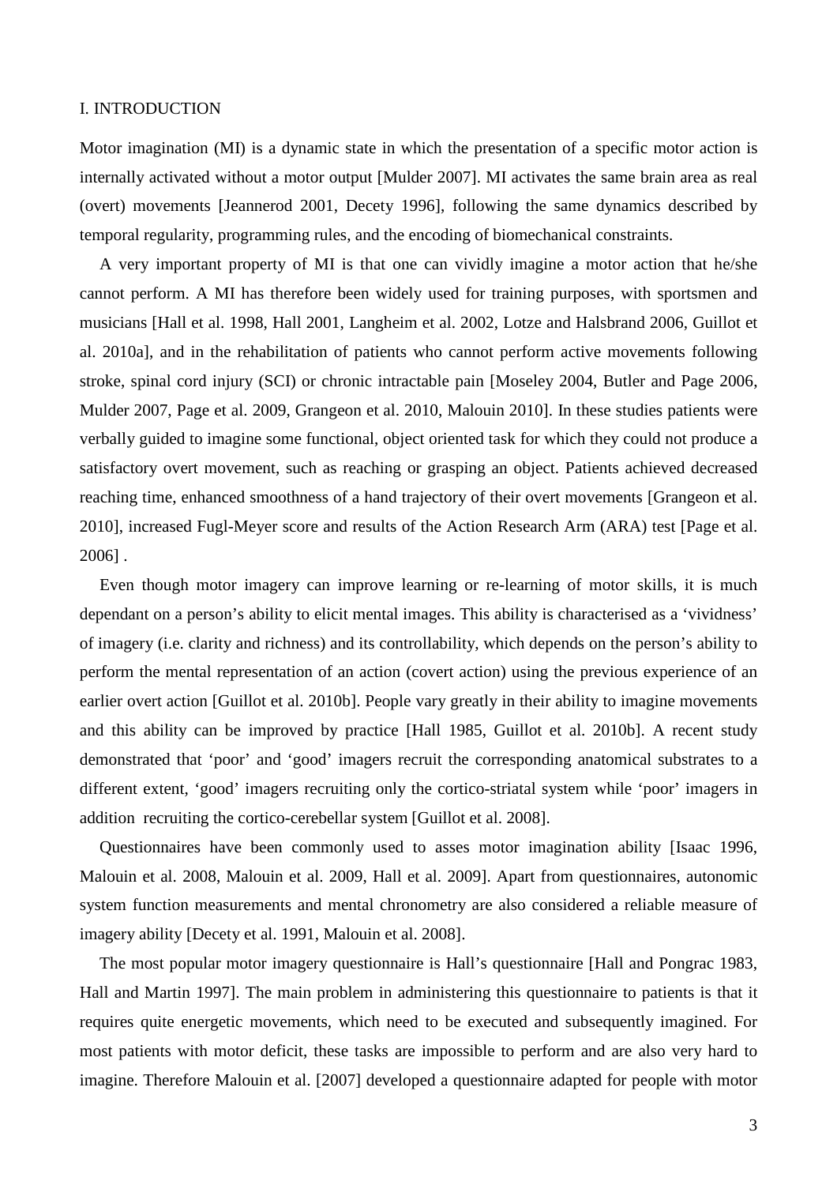## I. INTRODUCTION

Motor imagination (MI) is a dynamic state in which the presentation of a specific motor action is internally activated without a motor output [Mulder 2007]. MI activates the same brain area as real (overt) movements [Jeannerod 2001, Decety 1996], following the same dynamics described by temporal regularity, programming rules, and the encoding of biomechanical constraints.

A very important property of MI is that one can vividly imagine a motor action that he/she cannot perform. A MI has therefore been widely used for training purposes, with sportsmen and musicians [Hall et al. 1998, Hall 2001, Langheim et al. 2002, Lotze and Halsbrand 2006, Guillot et al. 2010a], and in the rehabilitation of patients who cannot perform active movements following stroke, spinal cord injury (SCI) or chronic intractable pain [Moseley 2004, Butler and Page 2006, Mulder 2007, Page et al. 2009, Grangeon et al. 2010, Malouin 2010]. In these studies patients were verbally guided to imagine some functional, object oriented task for which they could not produce a satisfactory overt movement, such as reaching or grasping an object. Patients achieved decreased reaching time, enhanced smoothness of a hand trajectory of their overt movements [Grangeon et al. 2010], increased Fugl-Meyer score and results of the Action Research Arm (ARA) test [Page et al. 2006] .

Even though motor imagery can improve learning or re-learning of motor skills, it is much dependant on a person's ability to elicit mental images. This ability is characterised as a 'vividness' of imagery (i.e. clarity and richness) and its controllability, which depends on the person's ability to perform the mental representation of an action (covert action) using the previous experience of an earlier overt action [Guillot et al. 2010b]. People vary greatly in their ability to imagine movements and this ability can be improved by practice [Hall 1985, Guillot et al. 2010b]. A recent study demonstrated that 'poor' and 'good' imagers recruit the corresponding anatomical substrates to a different extent, 'good' imagers recruiting only the cortico-striatal system while 'poor' imagers in addition recruiting the cortico-cerebellar system [Guillot et al. 2008].

Questionnaires have been commonly used to asses motor imagination ability [Isaac 1996, Malouin et al. 2008, Malouin et al. 2009, Hall et al. 2009]. Apart from questionnaires, autonomic system function measurements and mental chronometry are also considered a reliable measure of imagery ability [Decety et al. 1991, Malouin et al. 2008].

The most popular motor imagery questionnaire is Hall's questionnaire [Hall and Pongrac 1983, Hall and Martin 1997]. The main problem in administering this questionnaire to patients is that it requires quite energetic movements, which need to be executed and subsequently imagined. For most patients with motor deficit, these tasks are impossible to perform and are also very hard to imagine. Therefore Malouin et al. [2007] developed a questionnaire adapted for people with motor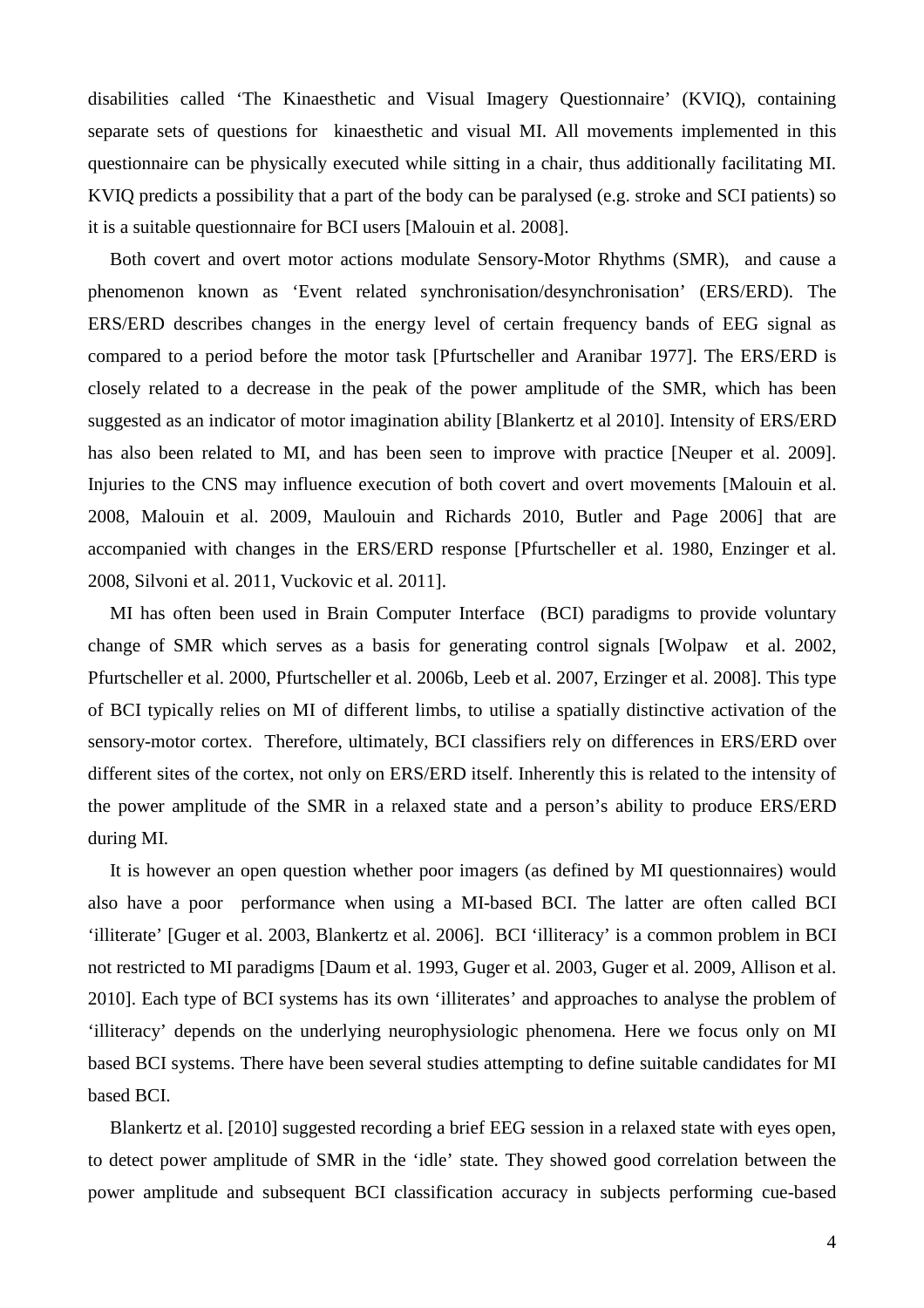disabilities called 'The Kinaesthetic and Visual Imagery Questionnaire' (KVIQ), containing separate sets of questions for kinaesthetic and visual MI. All movements implemented in this questionnaire can be physically executed while sitting in a chair, thus additionally facilitating MI. KVIQ predicts a possibility that a part of the body can be paralysed (e.g. stroke and SCI patients) so it is a suitable questionnaire for BCI users [Malouin et al. 2008].

Both covert and overt motor actions modulate Sensory-Motor Rhythms (SMR), and cause a phenomenon known as 'Event related synchronisation/desynchronisation' (ERS/ERD). The ERS/ERD describes changes in the energy level of certain frequency bands of EEG signal as compared to a period before the motor task [Pfurtscheller and Aranibar 1977]. The ERS/ERD is closely related to a decrease in the peak of the power amplitude of the SMR, which has been suggested as an indicator of motor imagination ability [Blankertz et al 2010]. Intensity of ERS/ERD has also been related to MI, and has been seen to improve with practice [Neuper et al. 2009]. Injuries to the CNS may influence execution of both covert and overt movements [Malouin et al. 2008, Malouin et al. 2009, Maulouin and Richards 2010, Butler and Page 2006] that are accompanied with changes in the ERS/ERD response [Pfurtscheller et al. 1980, Enzinger et al. 2008, Silvoni et al. 2011, Vuckovic et al. 2011].

MI has often been used in Brain Computer Interface (BCI) paradigms to provide voluntary change of SMR which serves as a basis for generating control signals [Wolpaw et al. 2002, Pfurtscheller et al. 2000, Pfurtscheller et al. 2006b, Leeb et al. 2007, Erzinger et al. 2008]. This type of BCI typically relies on MI of different limbs, to utilise a spatially distinctive activation of the sensory-motor cortex. Therefore, ultimately, BCI classifiers rely on differences in ERS/ERD over different sites of the cortex, not only on ERS/ERD itself. Inherently this is related to the intensity of the power amplitude of the SMR in a relaxed state and a person's ability to produce ERS/ERD during MI.

It is however an open question whether poor imagers (as defined by MI questionnaires) would also have a poor performance when using a MI-based BCI. The latter are often called BCI 'illiterate' [Guger et al. 2003, Blankertz et al. 2006]. BCI 'illiteracy' is a common problem in BCI not restricted to MI paradigms [Daum et al. 1993, Guger et al. 2003, Guger et al. 2009, Allison et al. 2010]. Each type of BCI systems has its own 'illiterates' and approaches to analyse the problem of 'illiteracy' depends on the underlying neurophysiologic phenomena. Here we focus only on MI based BCI systems. There have been several studies attempting to define suitable candidates for MI based BCI.

Blankertz et al. [2010] suggested recording a brief EEG session in a relaxed state with eyes open, to detect power amplitude of SMR in the 'idle' state. They showed good correlation between the power amplitude and subsequent BCI classification accuracy in subjects performing cue-based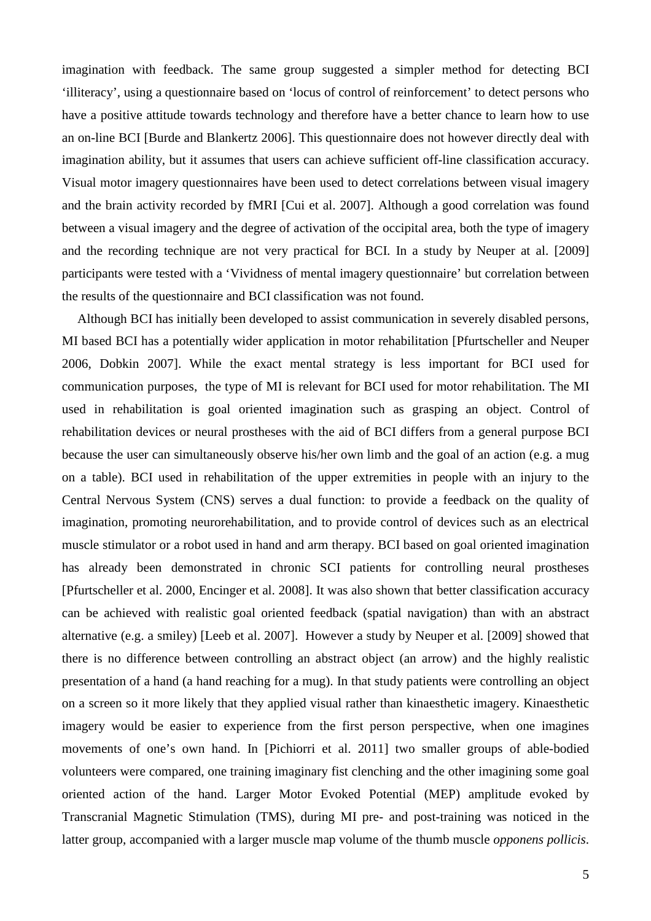imagination with feedback. The same group suggested a simpler method for detecting BCI 'illiteracy', using a questionnaire based on 'locus of control of reinforcement' to detect persons who have a positive attitude towards technology and therefore have a better chance to learn how to use an on-line BCI [Burde and Blankertz 2006]. This questionnaire does not however directly deal with imagination ability, but it assumes that users can achieve sufficient off-line classification accuracy. Visual motor imagery questionnaires have been used to detect correlations between visual imagery and the brain activity recorded by fMRI [Cui et al. 2007]. Although a good correlation was found between a visual imagery and the degree of activation of the occipital area, both the type of imagery and the recording technique are not very practical for BCI. In a study by Neuper at al. [2009] participants were tested with a 'Vividness of mental imagery questionnaire' but correlation between the results of the questionnaire and BCI classification was not found.

Although BCI has initially been developed to assist communication in severely disabled persons, MI based BCI has a potentially wider application in motor rehabilitation [Pfurtscheller and Neuper 2006, Dobkin 2007]. While the exact mental strategy is less important for BCI used for communication purposes, the type of MI is relevant for BCI used for motor rehabilitation. The MI used in rehabilitation is goal oriented imagination such as grasping an object. Control of rehabilitation devices or neural prostheses with the aid of BCI differs from a general purpose BCI because the user can simultaneously observe his/her own limb and the goal of an action (e.g. a mug on a table). BCI used in rehabilitation of the upper extremities in people with an injury to the Central Nervous System (CNS) serves a dual function: to provide a feedback on the quality of imagination, promoting neurorehabilitation, and to provide control of devices such as an electrical muscle stimulator or a robot used in hand and arm therapy. BCI based on goal oriented imagination has already been demonstrated in chronic SCI patients for controlling neural prostheses [Pfurtscheller et al. 2000, Encinger et al. 2008]. It was also shown that better classification accuracy can be achieved with realistic goal oriented feedback (spatial navigation) than with an abstract alternative (e.g. a smiley) [Leeb et al. 2007]. However a study by Neuper et al. [2009] showed that there is no difference between controlling an abstract object (an arrow) and the highly realistic presentation of a hand (a hand reaching for a mug). In that study patients were controlling an object on a screen so it more likely that they applied visual rather than kinaesthetic imagery. Kinaesthetic imagery would be easier to experience from the first person perspective, when one imagines movements of one's own hand. In [Pichiorri et al. 2011] two smaller groups of able-bodied volunteers were compared, one training imaginary fist clenching and the other imagining some goal oriented action of the hand. Larger Motor Evoked Potential (MEP) amplitude evoked by Transcranial Magnetic Stimulation (TMS), during MI pre- and post-training was noticed in the latter group, accompanied with a larger muscle map volume of the thumb muscle *opponens pollicis*.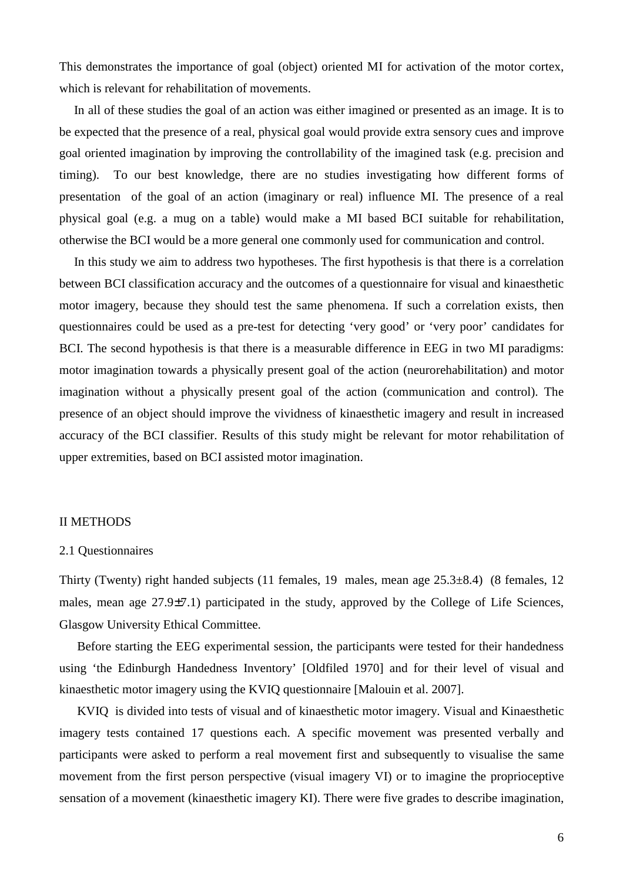This demonstrates the importance of goal (object) oriented MI for activation of the motor cortex, which is relevant for rehabilitation of movements.

In all of these studies the goal of an action was either imagined or presented as an image. It is to be expected that the presence of a real, physical goal would provide extra sensory cues and improve goal oriented imagination by improving the controllability of the imagined task (e.g. precision and timing). To our best knowledge, there are no studies investigating how different forms of presentation of the goal of an action (imaginary or real) influence MI. The presence of a real physical goal (e.g. a mug on a table) would make a MI based BCI suitable for rehabilitation, otherwise the BCI would be a more general one commonly used for communication and control.

In this study we aim to address two hypotheses. The first hypothesis is that there is a correlation between BCI classification accuracy and the outcomes of a questionnaire for visual and kinaesthetic motor imagery, because they should test the same phenomena. If such a correlation exists, then questionnaires could be used as a pre-test for detecting 'very good' or 'very poor' candidates for BCI. The second hypothesis is that there is a measurable difference in EEG in two MI paradigms: motor imagination towards a physically present goal of the action (neurorehabilitation) and motor imagination without a physically present goal of the action (communication and control). The presence of an object should improve the vividness of kinaesthetic imagery and result in increased accuracy of the BCI classifier. Results of this study might be relevant for motor rehabilitation of upper extremities, based on BCI assisted motor imagination.

## II METHODS

### 2.1 Questionnaires

Thirty (Twenty) right handed subjects (11 females, 19 males, mean age 25.3±8.4) (8 females, 12 males, mean age 27.9±7.1) participated in the study, approved by the College of Life Sciences, Glasgow University Ethical Committee.

Before starting the EEG experimental session, the participants were tested for their handedness using 'the Edinburgh Handedness Inventory' [Oldfiled 1970] and for their level of visual and kinaesthetic motor imagery using the KVIQ questionnaire [Malouin et al. 2007].

KVIQ is divided into tests of visual and of kinaesthetic motor imagery. Visual and Kinaesthetic imagery tests contained 17 questions each. A specific movement was presented verbally and participants were asked to perform a real movement first and subsequently to visualise the same movement from the first person perspective (visual imagery VI) or to imagine the proprioceptive sensation of a movement (kinaesthetic imagery KI). There were five grades to describe imagination,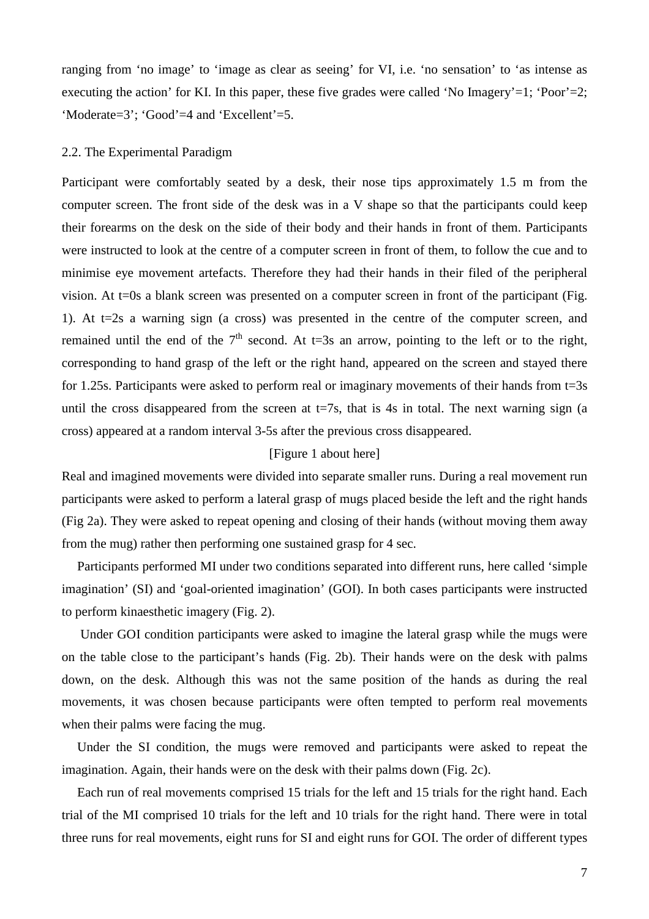ranging from 'no image' to 'image as clear as seeing' for VI, i.e. 'no sensation' to 'as intense as executing the action' for KI. In this paper, these five grades were called 'No Imagery'=1; 'Poor'=2; 'Moderate=3'; 'Good'=4 and 'Excellent'=5.

## 2.2. The Experimental Paradigm

Participant were comfortably seated by a desk, their nose tips approximately 1.5 m from the computer screen. The front side of the desk was in a V shape so that the participants could keep their forearms on the desk on the side of their body and their hands in front of them. Participants were instructed to look at the centre of a computer screen in front of them, to follow the cue and to minimise eye movement artefacts. Therefore they had their hands in their filed of the peripheral vision. At t=0s a blank screen was presented on a computer screen in front of the participant (Fig. 1). At t=2s a warning sign (a cross) was presented in the centre of the computer screen, and remained until the end of the 7th second. At t=3s an arrow, pointing to the left or to the right, corresponding to hand grasp of the left or the right hand, appeared on the screen and stayed there for 1.25s. Participants were asked to perform real or imaginary movements of their hands from t=3s until the cross disappeared from the screen at t=7s, that is 4s in total. The next warning sign (a cross) appeared at a random interval 3-5s after the previous cross disappeared.

[Figure 1 about here]

Real and imagined movements were divided into separate smaller runs. During a real movement run participants were asked to perform a lateral grasp of mugs placed beside the left and the right hands (Fig 2a). They were asked to repeat opening and closing of their hands (without moving them away from the mug) rather then performing one sustained grasp for 4 sec.

Participants performed MI under two conditions separated into different runs, here called 'simple imagination' (SI) and 'goal-oriented imagination' (GOI). In both cases participants were instructed to perform kinaesthetic imagery (Fig. 2).

Under GOI condition participants were asked to imagine the lateral grasp while the mugs were on the table close to the participant's hands (Fig. 2b). Their hands were on the desk with palms down, on the desk. Although this was not the same position of the hands as during the real movements, it was chosen because participants were often tempted to perform real movements when their palms were facing the mug.

Under the SI condition, the mugs were removed and participants were asked to repeat the imagination. Again, their hands were on the desk with their palms down (Fig. 2c).

Each run of real movements comprised 15 trials for the left and 15 trials for the right hand. Each trial of the MI comprised 10 trials for the left and 10 trials for the right hand. There were in total three runs for real movements, eight runs for SI and eight runs for GOI. The order of different types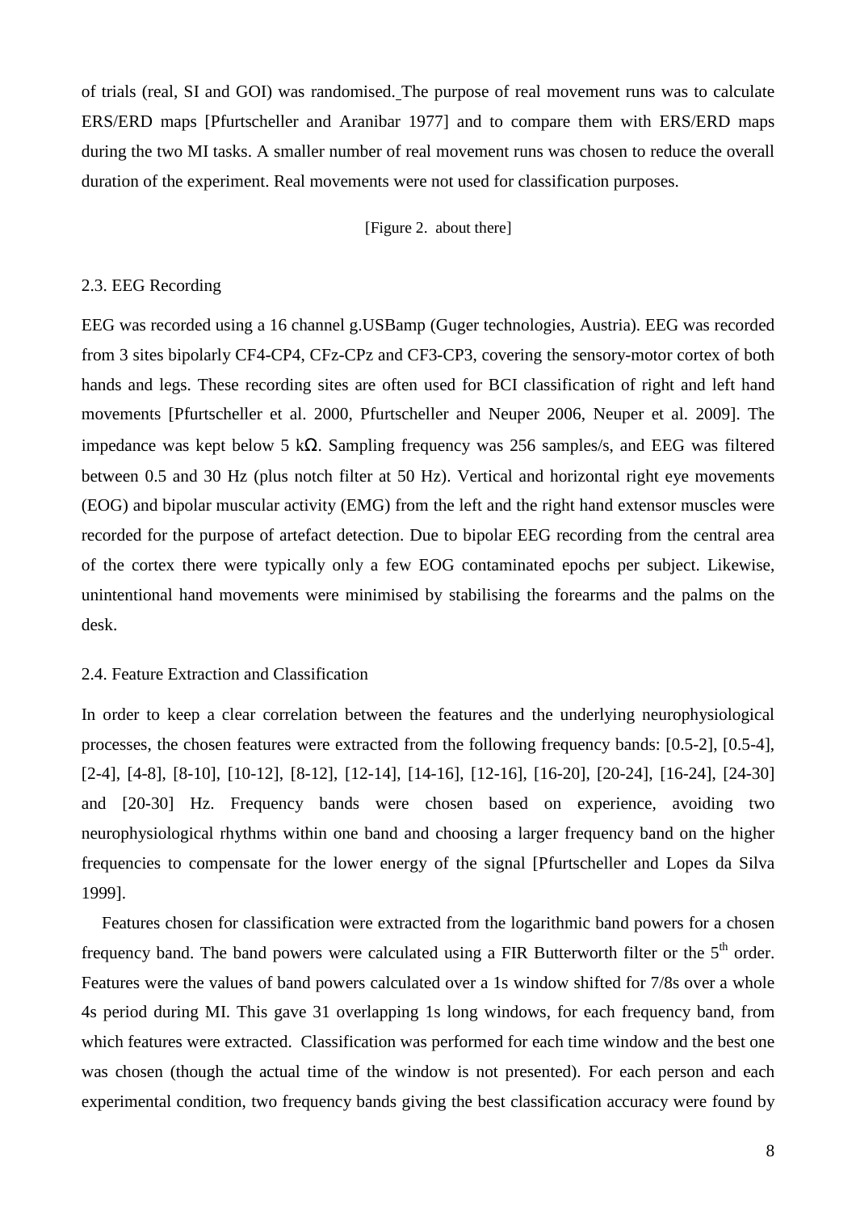of trials (real, SI and GOI) was randomised. The purpose of real movement runs was to calculate ERS/ERD maps [Pfurtscheller and Aranibar 1977] and to compare them with ERS/ERD maps during the two MI tasks. A smaller number of real movement runs was chosen to reduce the overall duration of the experiment. Real movements were not used for classification purposes.

[Figure 2. about there]

## 2.3. EEG Recording

EEG was recorded using a 16 channel g.USBamp (Guger technologies, Austria). EEG was recorded from 3 sites bipolarly CF4-CP4, CFz-CPz and CF3-CP3, covering the sensory-motor cortex of both hands and legs. These recording sites are often used for BCI classification of right and left hand movements [Pfurtscheller et al. 2000, Pfurtscheller and Neuper 2006, Neuper et al. 2009]. The impedance was kept below 5 kΩ. Sampling frequency was 256 samples/s, and EEG was filtered between 0.5 and 30 Hz (plus notch filter at 50 Hz). Vertical and horizontal right eye movements (EOG) and bipolar muscular activity (EMG) from the left and the right hand extensor muscles were recorded for the purpose of artefact detection. Due to bipolar EEG recording from the central area of the cortex there were typically only a few EOG contaminated epochs per subject. Likewise, unintentional hand movements were minimised by stabilising the forearms and the palms on the desk.

## 2.4. Feature Extraction and Classification

In order to keep a clear correlation between the features and the underlying neurophysiological processes, the chosen features were extracted from the following frequency bands: [0.5-2], [0.5-4], [2-4], [4-8], [8-10], [10-12], [8-12], [12-14], [14-16], [12-16], [16-20], [20-24], [16-24], [24-30] and [20-30] Hz. Frequency bands were chosen based on experience, avoiding two neurophysiological rhythms within one band and choosing a larger frequency band on the higher frequencies to compensate for the lower energy of the signal [Pfurtscheller and Lopes da Silva 1999].

Features chosen for classification were extracted from the logarithmic band powers for a chosen frequency band. The band powers were calculated using a FIR Butterworth filter or the 5$^{th}$ order. Features were the values of band powers calculated over a 1s window shifted for 7/8s over a whole 4s period during MI. This gave 31 overlapping 1s long windows, for each frequency band, from which features were extracted. Classification was performed for each time window and the best one was chosen (though the actual time of the window is not presented). For each person and each experimental condition, two frequency bands giving the best classification accuracy were found by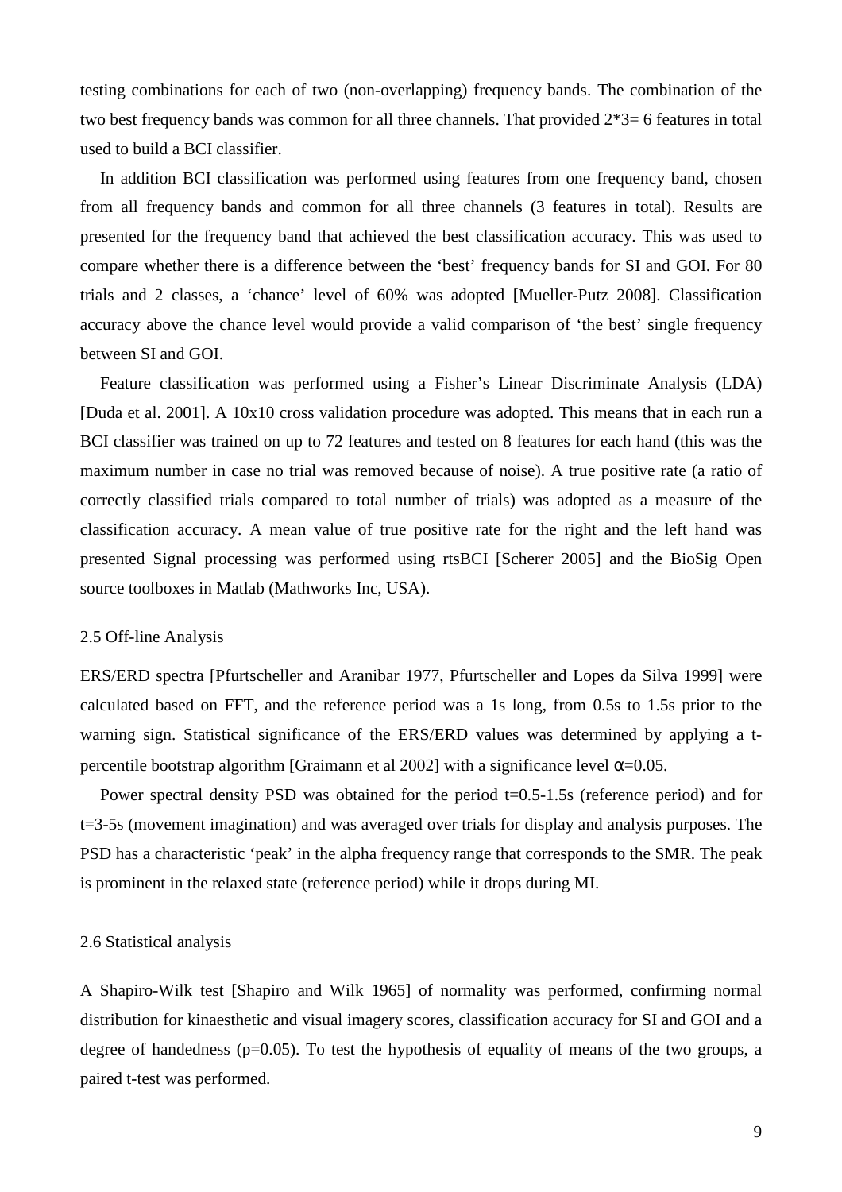testing combinations for each of two (non-overlapping) frequency bands. The combination of the two best frequency bands was common for all three channels. That provided 2*3= 6 features in total used to build a BCI classifier.

In addition BCI classification was performed using features from one frequency band, chosen from all frequency bands and common for all three channels (3 features in total). Results are presented for the frequency band that achieved the best classification accuracy. This was used to compare whether there is a difference between the 'best' frequency bands for SI and GOI. For 80 trials and 2 classes, a 'chance' level of 60% was adopted [Mueller-Putz 2008]. Classification accuracy above the chance level would provide a valid comparison of 'the best' single frequency between SI and GOI.

Feature classification was performed using a Fisher's Linear Discriminate Analysis (LDA) [Duda et al. 2001]. A 10x10 cross validation procedure was adopted. This means that in each run a BCI classifier was trained on up to 72 features and tested on 8 features for each hand (this was the maximum number in case no trial was removed because of noise). A true positive rate (a ratio of correctly classified trials compared to total number of trials) was adopted as a measure of the classification accuracy. A mean value of true positive rate for the right and the left hand was presented Signal processing was performed using rtsBCI [Scherer 2005] and the BioSig Open source toolboxes in Matlab (Mathworks Inc, USA).

## 2.5 Off-line Analysis

ERS/ERD spectra [Pfurtscheller and Aranibar 1977, Pfurtscheller and Lopes da Silva 1999] were calculated based on FFT, and the reference period was a 1s long, from 0.5s to 1.5s prior to the warning sign. Statistical significance of the ERS/ERD values was determined by applying a t-percentile bootstrap algorithm [Graimann et al 2002] with a significance level $\alpha=0.05$.

Power spectral density PSD was obtained for the period t=0.5-1.5s (reference period) and for t=3-5s (movement imagination) and was averaged over trials for display and analysis purposes. The PSD has a characteristic 'peak' in the alpha frequency range that corresponds to the SMR. The peak is prominent in the relaxed state (reference period) while it drops during MI.

## 2.6 Statistical analysis

A Shapiro-Wilk test [Shapiro and Wilk 1965] of normality was performed, confirming normal distribution for kinaesthetic and visual imagery scores, classification accuracy for SI and GOI and a degree of handedness ($p=0.05$). To test the hypothesis of equality of means of the two groups, a paired t-test was performed.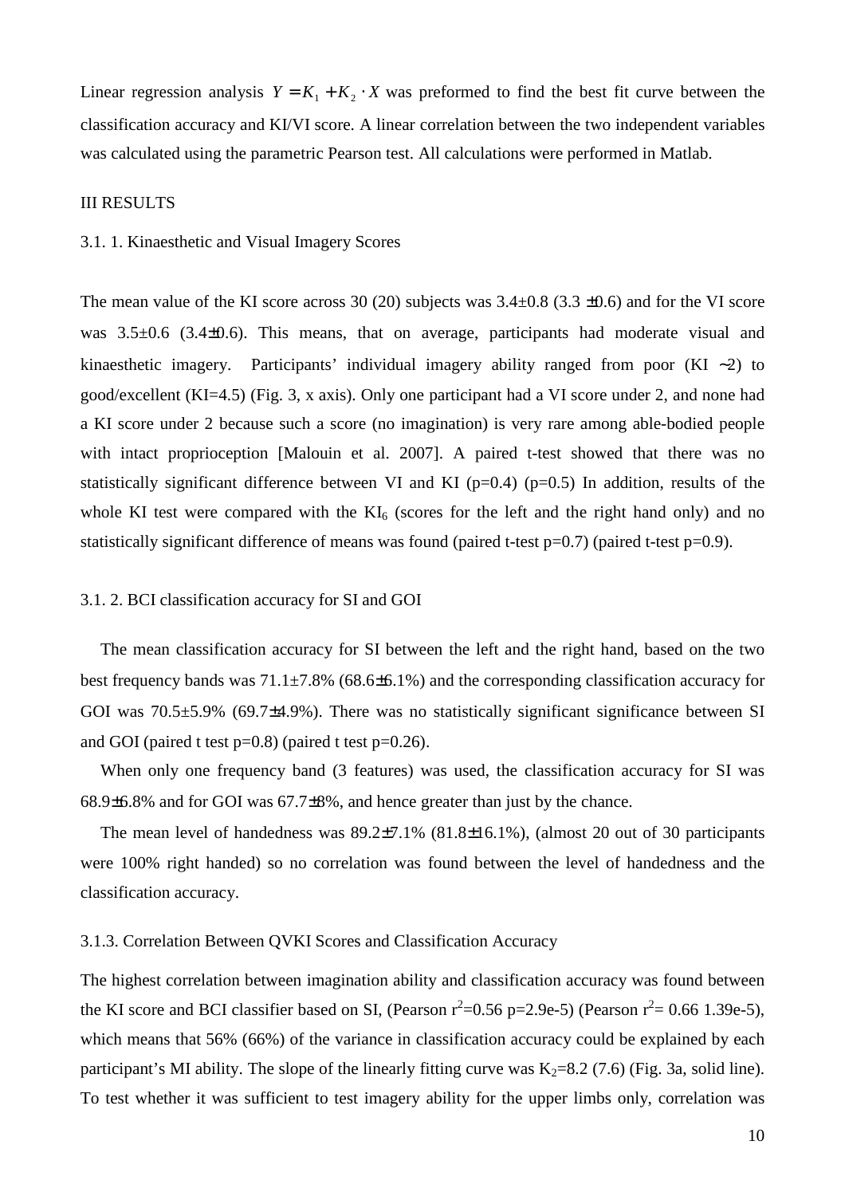Linear regression analysis $Y = K_1 + K_2 \cdot X$ was preformed to find the best fit curve between the classification accuracy and KI/VI score. A linear correlation between the two independent variables was calculated using the parametric Pearson test. All calculations were performed in Matlab.

## III RESULTS

### 3.1. 1. Kinaesthetic and Visual Imagery Scores

The mean value of the KI score across 30 (20) subjects was 3.4±0.8 (3.3 ±0.6) and for the VI score was 3.5±0.6 (3.4±0.6). This means, that on average, participants had moderate visual and kinaesthetic imagery. Participants' individual imagery ability ranged from poor (KI ~2) to good/excellent (KI=4.5) (Fig. 3, x axis). Only one participant had a VI score under 2, and none had a KI score under 2 because such a score (no imagination) is very rare among able-bodied people with intact proprioception [Malouin et al. 2007]. A paired t-test showed that there was no statistically significant difference between VI and KI ($p=0.4$) ($p=0.5$) In addition, results of the whole KI test were compared with the $KI_6$ (scores for the left and the right hand only) and no statistically significant difference of means was found (paired t-test $p=0.7$) (paired t-test $p=0.9$).

### 3.1. 2. BCI classification accuracy for SI and GOI

The mean classification accuracy for SI between the left and the right hand, based on the two best frequency bands was 71.1±7.8% (68.6±6.1%) and the corresponding classification accuracy for GOI was 70.5±5.9% (69.7±4.9%). There was no statistically significant significance between SI and GOI (paired t test $p=0.8$) (paired t test $p=0.26$).

When only one frequency band (3 features) was used, the classification accuracy for SI was 68.9±6.8% and for GOI was 67.7±8%, and hence greater than just by the chance.

The mean level of handedness was 89.2±7.1% (81.8±16.1%), (almost 20 out of 30 participants were 100% right handed) so no correlation was found between the level of handedness and the classification accuracy.

### 3.1.3. Correlation Between QVKI Scores and Classification Accuracy

The highest correlation between imagination ability and classification accuracy was found between the KI score and BCI classifier based on SI, (Pearson $r^2=0.56$ $p=2.9e\text{-}5$) (Pearson $r^2= 0.66$ 1.39e-5), which means that 56% (66%) of the variance in classification accuracy could be explained by each participant's MI ability. The slope of the linearly fitting curve was $K_2=8.2$ (7.6) (Fig. 3a, solid line). To test whether it was sufficient to test imagery ability for the upper limbs only, correlation was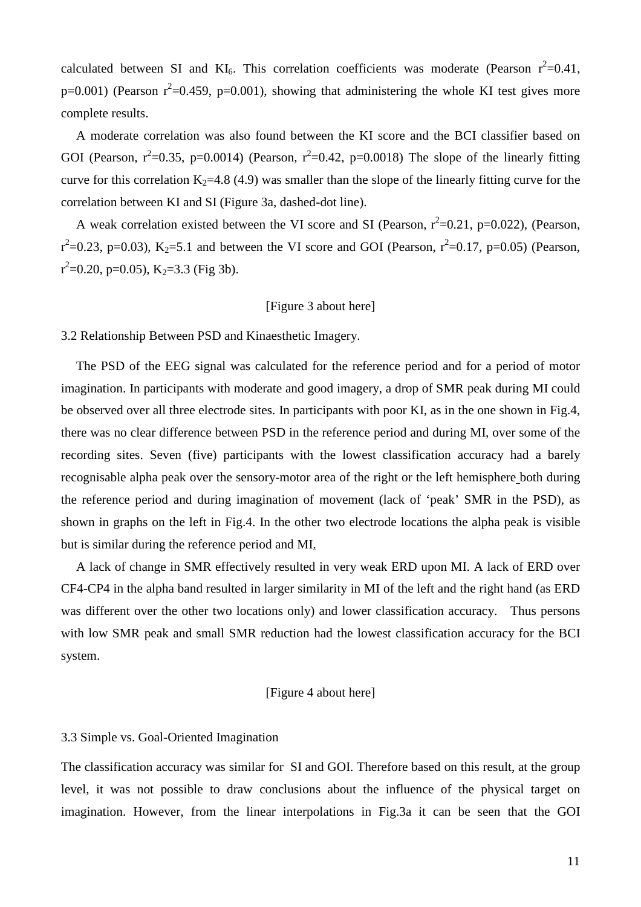calculated between SI and $KI_6$. This correlation coefficients was moderate (Pearson $r^2$=0.41, p=0.001) (Pearson $r^2$=0.459, p=0.001), showing that administering the whole KI test gives more complete results.

A moderate correlation was also found between the KI score and the BCI classifier based on GOI (Pearson, $r^2$=0.35, p=0.0014) (Pearson, $r^2$=0.42, p=0.0018) The slope of the linearly fitting curve for this correlation $K_2$=4.8 (4.9) was smaller than the slope of the linearly fitting curve for the correlation between KI and SI (Figure 3a, dashed-dot line).

A weak correlation existed between the VI score and SI (Pearson, $r^2$=0.21, p=0.022), (Pearson, $r^2$=0.23, p=0.03), $K_2$=5.1 and between the VI score and GOI (Pearson, $r^2$=0.17, p=0.05) (Pearson, $r^2$=0.20, p=0.05), $K_2$=3.3 (Fig 3b).

[Figure 3 about here]

### 3.2 Relationship Between PSD and Kinaesthetic Imagery.

The PSD of the EEG signal was calculated for the reference period and for a period of motor imagination. In participants with moderate and good imagery, a drop of SMR peak during MI could be observed over all three electrode sites. In participants with poor KI, as in the one shown in Fig.4, there was no clear difference between PSD in the reference period and during MI, over some of the recording sites. Seven (five) participants with the lowest classification accuracy had a barely recognisable alpha peak over the sensory-motor area of the right or the left hemisphere both during the reference period and during imagination of movement (lack of 'peak' SMR in the PSD), as shown in graphs on the left in Fig.4. In the other two electrode locations the alpha peak is visible but is similar during the reference period and MI.

A lack of change in SMR effectively resulted in very weak ERD upon MI. A lack of ERD over CF4-CP4 in the alpha band resulted in larger similarity in MI of the left and the right hand (as ERD was different over the other two locations only) and lower classification accuracy. Thus persons with low SMR peak and small SMR reduction had the lowest classification accuracy for the BCI system.

[Figure 4 about here]

### 3.3 Simple vs. Goal-Oriented Imagination

The classification accuracy was similar for SI and GOI. Therefore based on this result, at the group level, it was not possible to draw conclusions about the influence of the physical target on imagination. However, from the linear interpolations in Fig.3a it can be seen that the GOI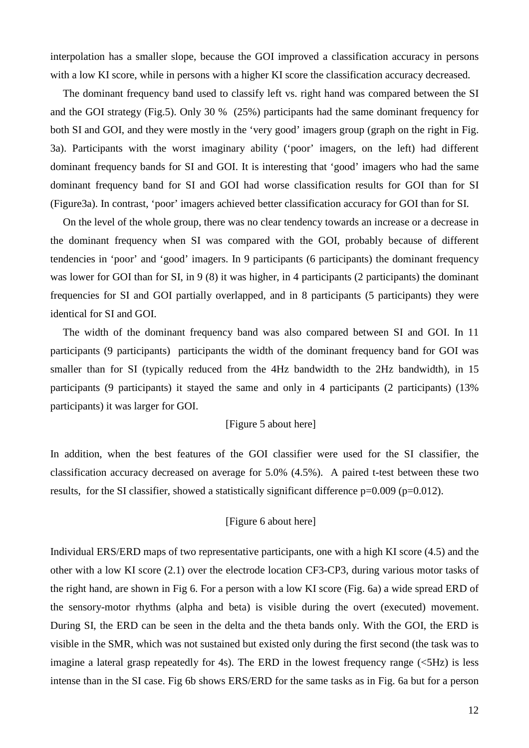interpolation has a smaller slope, because the GOI improved a classification accuracy in persons with a low KI score, while in persons with a higher KI score the classification accuracy decreased.

The dominant frequency band used to classify left vs. right hand was compared between the SI and the GOI strategy (Fig.5). Only 30 % (25%) participants had the same dominant frequency for both SI and GOI, and they were mostly in the 'very good' imagers group (graph on the right in Fig. 3a). Participants with the worst imaginary ability ('poor' imagers, on the left) had different dominant frequency bands for SI and GOI. It is interesting that 'good' imagers who had the same dominant frequency band for SI and GOI had worse classification results for GOI than for SI (Figure3a). In contrast, 'poor' imagers achieved better classification accuracy for GOI than for SI.

On the level of the whole group, there was no clear tendency towards an increase or a decrease in the dominant frequency when SI was compared with the GOI, probably because of different tendencies in 'poor' and 'good' imagers. In 9 participants (6 participants) the dominant frequency was lower for GOI than for SI, in 9 (8) it was higher, in 4 participants (2 participants) the dominant frequencies for SI and GOI partially overlapped, and in 8 participants (5 participants) they were identical for SI and GOI.

The width of the dominant frequency band was also compared between SI and GOI. In 11 participants (9 participants) participants the width of the dominant frequency band for GOI was smaller than for SI (typically reduced from the 4Hz bandwidth to the 2Hz bandwidth), in 15 participants (9 participants) it stayed the same and only in 4 participants (2 participants) (13% participants) it was larger for GOI.

[Figure 5 about here]

In addition, when the best features of the GOI classifier were used for the SI classifier, the classification accuracy decreased on average for 5.0% (4.5%). A paired t-test between these two results, for the SI classifier, showed a statistically significant difference $p=0.009$ ($p=0.012$).

[Figure 6 about here]

Individual ERS/ERD maps of two representative participants, one with a high KI score (4.5) and the other with a low KI score (2.1) over the electrode location CF3-CP3, during various motor tasks of the right hand, are shown in Fig 6. For a person with a low KI score (Fig. 6a) a wide spread ERD of the sensory-motor rhythms (alpha and beta) is visible during the overt (executed) movement. During SI, the ERD can be seen in the delta and the theta bands only. With the GOI, the ERD is visible in the SMR, which was not sustained but existed only during the first second (the task was to imagine a lateral grasp repeatedly for 4s). The ERD in the lowest frequency range (<5Hz) is less intense than in the SI case. Fig 6b shows ERS/ERD for the same tasks as in Fig. 6a but for a person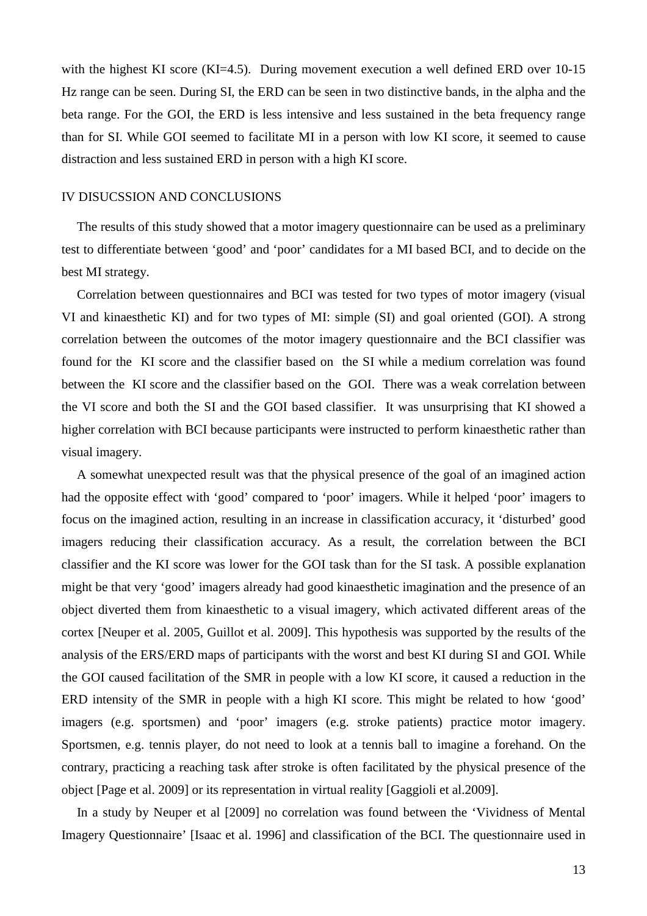with the highest KI score (KI=4.5). During movement execution a well defined ERD over 10-15 Hz range can be seen. During SI, the ERD can be seen in two distinctive bands, in the alpha and the beta range. For the GOI, the ERD is less intensive and less sustained in the beta frequency range than for SI. While GOI seemed to facilitate MI in a person with low KI score, it seemed to cause distraction and less sustained ERD in person with a high KI score.

## IV DISUCSSION AND CONCLUSIONS

The results of this study showed that a motor imagery questionnaire can be used as a preliminary test to differentiate between 'good' and 'poor' candidates for a MI based BCI, and to decide on the best MI strategy.

Correlation between questionnaires and BCI was tested for two types of motor imagery (visual VI and kinaesthetic KI) and for two types of MI: simple (SI) and goal oriented (GOI). A strong correlation between the outcomes of the motor imagery questionnaire and the BCI classifier was found for the KI score and the classifier based on the SI while a medium correlation was found between the KI score and the classifier based on the GOI. There was a weak correlation between the VI score and both the SI and the GOI based classifier. It was unsurprising that KI showed a higher correlation with BCI because participants were instructed to perform kinaesthetic rather than visual imagery.

A somewhat unexpected result was that the physical presence of the goal of an imagined action had the opposite effect with 'good' compared to 'poor' imagers. While it helped 'poor' imagers to focus on the imagined action, resulting in an increase in classification accuracy, it 'disturbed' good imagers reducing their classification accuracy. As a result, the correlation between the BCI classifier and the KI score was lower for the GOI task than for the SI task. A possible explanation might be that very 'good' imagers already had good kinaesthetic imagination and the presence of an object diverted them from kinaesthetic to a visual imagery, which activated different areas of the cortex [Neuper et al. 2005, Guillot et al. 2009]. This hypothesis was supported by the results of the analysis of the ERS/ERD maps of participants with the worst and best KI during SI and GOI. While the GOI caused facilitation of the SMR in people with a low KI score, it caused a reduction in the ERD intensity of the SMR in people with a high KI score. This might be related to how 'good' imagers (e.g. sportsmen) and 'poor' imagers (e.g. stroke patients) practice motor imagery. Sportsmen, e.g. tennis player, do not need to look at a tennis ball to imagine a forehand. On the contrary, practicing a reaching task after stroke is often facilitated by the physical presence of the object [Page et al. 2009] or its representation in virtual reality [Gaggioli et al.2009].

In a study by Neuper et al [2009] no correlation was found between the 'Vividness of Mental Imagery Questionnaire' [Isaac et al. 1996] and classification of the BCI. The questionnaire used in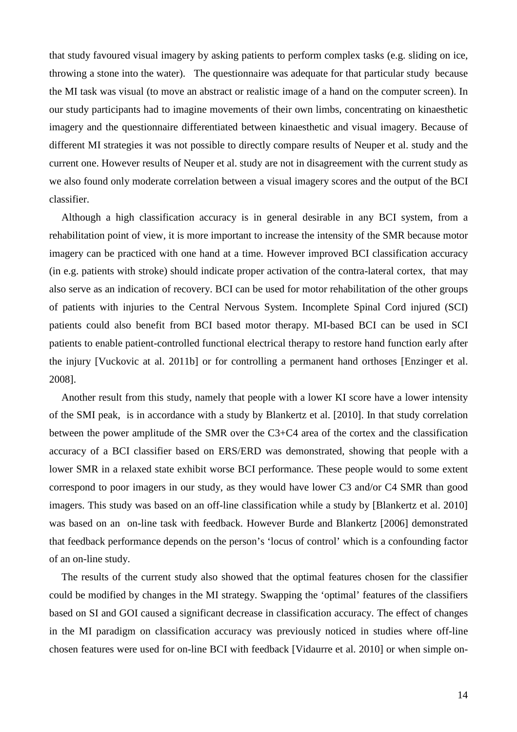that study favoured visual imagery by asking patients to perform complex tasks (e.g. sliding on ice, throwing a stone into the water). The questionnaire was adequate for that particular study because the MI task was visual (to move an abstract or realistic image of a hand on the computer screen). In our study participants had to imagine movements of their own limbs, concentrating on kinaesthetic imagery and the questionnaire differentiated between kinaesthetic and visual imagery. Because of different MI strategies it was not possible to directly compare results of Neuper et al. study and the current one. However results of Neuper et al. study are not in disagreement with the current study as we also found only moderate correlation between a visual imagery scores and the output of the BCI classifier.

Although a high classification accuracy is in general desirable in any BCI system, from a rehabilitation point of view, it is more important to increase the intensity of the SMR because motor imagery can be practiced with one hand at a time. However improved BCI classification accuracy (in e.g. patients with stroke) should indicate proper activation of the contra-lateral cortex, that may also serve as an indication of recovery. BCI can be used for motor rehabilitation of the other groups of patients with injuries to the Central Nervous System. Incomplete Spinal Cord injured (SCI) patients could also benefit from BCI based motor therapy. MI-based BCI can be used in SCI patients to enable patient-controlled functional electrical therapy to restore hand function early after the injury [Vuckovic at al. 2011b] or for controlling a permanent hand orthoses [Enzinger et al. 2008].

Another result from this study, namely that people with a lower KI score have a lower intensity of the SMI peak, is in accordance with a study by Blankertz et al. [2010]. In that study correlation between the power amplitude of the SMR over the C3+C4 area of the cortex and the classification accuracy of a BCI classifier based on ERS/ERD was demonstrated, showing that people with a lower SMR in a relaxed state exhibit worse BCI performance. These people would to some extent correspond to poor imagers in our study, as they would have lower C3 and/or C4 SMR than good imagers. This study was based on an off-line classification while a study by [Blankertz et al. 2010] was based on an on-line task with feedback. However Burde and Blankertz [2006] demonstrated that feedback performance depends on the person's 'locus of control' which is a confounding factor of an on-line study.

The results of the current study also showed that the optimal features chosen for the classifier could be modified by changes in the MI strategy. Swapping the 'optimal' features of the classifiers based on SI and GOI caused a significant decrease in classification accuracy. The effect of changes in the MI paradigm on classification accuracy was previously noticed in studies where off-line chosen features were used for on-line BCI with feedback [Vidaurre et al. 2010] or when simple on-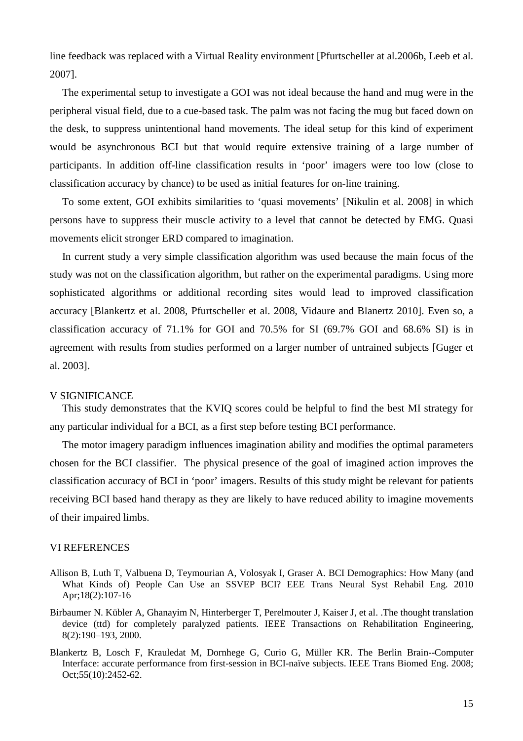line feedback was replaced with a Virtual Reality environment [Pfurtscheller at al.2006b, Leeb et al. 2007].

The experimental setup to investigate a GOI was not ideal because the hand and mug were in the peripheral visual field, due to a cue-based task. The palm was not facing the mug but faced down on the desk, to suppress unintentional hand movements. The ideal setup for this kind of experiment would be asynchronous BCI but that would require extensive training of a large number of participants. In addition off-line classification results in 'poor' imagers were too low (close to classification accuracy by chance) to be used as initial features for on-line training.

To some extent, GOI exhibits similarities to 'quasi movements' [Nikulin et al. 2008] in which persons have to suppress their muscle activity to a level that cannot be detected by EMG. Quasi movements elicit stronger ERD compared to imagination.

In current study a very simple classification algorithm was used because the main focus of the study was not on the classification algorithm, but rather on the experimental paradigms. Using more sophisticated algorithms or additional recording sites would lead to improved classification accuracy [Blankertz et al. 2008, Pfurtscheller et al. 2008, Vidaure and Blanertz 2010]. Even so, a classification accuracy of 71.1% for GOI and 70.5% for SI (69.7% GOI and 68.6% SI) is in agreement with results from studies performed on a larger number of untrained subjects [Guger et al. 2003].

## V SIGNIFICANCE

This study demonstrates that the KVIQ scores could be helpful to find the best MI strategy for any particular individual for a BCI, as a first step before testing BCI performance.

The motor imagery paradigm influences imagination ability and modifies the optimal parameters chosen for the BCI classifier. The physical presence of the goal of imagined action improves the classification accuracy of BCI in 'poor' imagers. Results of this study might be relevant for patients receiving BCI based hand therapy as they are likely to have reduced ability to imagine movements of their impaired limbs.

## VI REFERENCES

Allison B, Luth T, Valbuena D, Teymourian A, Volosyak I, Graser A. BCI Demographics: How Many (and What Kinds of) People Can Use an SSVEP BCI? EEE Trans Neural Syst Rehabil Eng. 2010 Apr;18(2):107-16

Birbaumer N. Kübler A, Ghanayim N, Hinterberger T, Perelmouter J, Kaiser J, et al. .The thought translation device (ttd) for completely paralyzed patients. IEEE Transactions on Rehabilitation Engineering, 8(2):190–193, 2000.

Blankertz B, Losch F, Krauledat M, Dornhege G, Curio G, Müller KR. The Berlin Brain--Computer Interface: accurate performance from first-session in BCI-naïve subjects. IEEE Trans Biomed Eng. 2008; Oct;55(10):2452-62.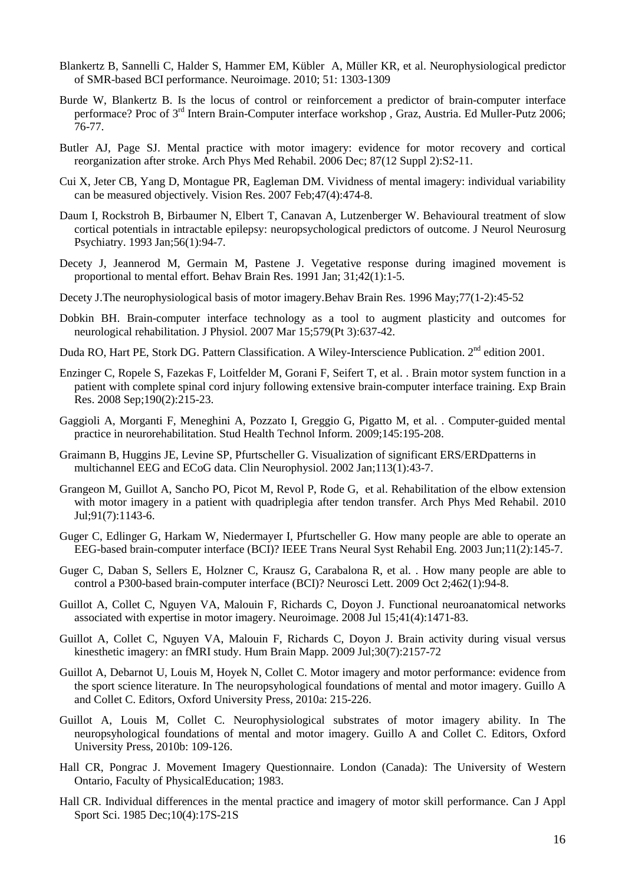Blankertz B, Sannelli C, Halder S, Hammer EM, Kübler A, Müller KR, et al. Neurophysiological predictor of SMR-based BCI performance. Neuroimage. 2010; 51: 1303-1309

Burde W, Blankertz B. Is the locus of control or reinforcement a predictor of brain-computer interface performace? Proc of 3rd Intern Brain-Computer interface workshop , Graz, Austria. Ed Muller-Putz 2006; 76-77.

Butler AJ, Page SJ. Mental practice with motor imagery: evidence for motor recovery and cortical reorganization after stroke. Arch Phys Med Rehabil. 2006 Dec; 87(12 Suppl 2):S2-11.

Cui X, Jeter CB, Yang D, Montague PR, Eagleman DM. Vividness of mental imagery: individual variability can be measured objectively. Vision Res. 2007 Feb;47(4):474-8.

Daum I, Rockstroh B, Birbaumer N, Elbert T, Canavan A, Lutzenberger W. Behavioural treatment of slow cortical potentials in intractable epilepsy: neuropsychological predictors of outcome. J Neurol Neurosurg Psychiatry. 1993 Jan;56(1):94-7.

Decety J, Jeannerod M, Germain M, Pastene J. Vegetative response during imagined movement is proportional to mental effort. Behav Brain Res. 1991 Jan; 31;42(1):1-5.

Decety J.The neurophysiological basis of motor imagery.Behav Brain Res. 1996 May;77(1-2):45-52

Dobkin BH. Brain-computer interface technology as a tool to augment plasticity and outcomes for neurological rehabilitation. J Physiol. 2007 Mar 15;579(Pt 3):637-42.

Duda RO, Hart PE, Stork DG. Pattern Classification. A Wiley-Interscience Publication. 2nd edition 2001.

Enzinger C, Ropele S, Fazekas F, Loitfelder M, Gorani F, Seifert T, et al. . Brain motor system function in a patient with complete spinal cord injury following extensive brain-computer interface training. Exp Brain Res. 2008 Sep;190(2):215-23.

Gaggioli A, Morganti F, Meneghini A, Pozzato I, Greggio G, Pigatto M, et al. . Computer-guided mental practice in neurorehabilitation. Stud Health Technol Inform. 2009;145:195-208.

Graimann B, Huggins JE, Levine SP, Pfurtscheller G. Visualization of significant ERS/ERDpatterns in multichannel EEG and ECoG data. Clin Neurophysiol. 2002 Jan;113(1):43-7.

Grangeon M, Guillot A, Sancho PO, Picot M, Revol P, Rode G, et al. Rehabilitation of the elbow extension with motor imagery in a patient with quadriplegia after tendon transfer. Arch Phys Med Rehabil. 2010 Jul;91(7):1143-6.

Guger C, Edlinger G, Harkam W, Niedermayer I, Pfurtscheller G. How many people are able to operate an EEG-based brain-computer interface (BCI)? IEEE Trans Neural Syst Rehabil Eng. 2003 Jun;11(2):145-7.

Guger C, Daban S, Sellers E, Holzner C, Krausz G, Carabalona R, et al. . How many people are able to control a P300-based brain-computer interface (BCI)? Neurosci Lett. 2009 Oct 2;462(1):94-8.

Guillot A, Collet C, Nguyen VA, Malouin F, Richards C, Doyon J. Functional neuroanatomical networks associated with expertise in motor imagery. Neuroimage. 2008 Jul 15;41(4):1471-83.

Guillot A, Collet C, Nguyen VA, Malouin F, Richards C, Doyon J. Brain activity during visual versus kinesthetic imagery: an fMRI study. Hum Brain Mapp. 2009 Jul;30(7):2157-72

Guillot A, Debarnot U, Louis M, Hoyek N, Collet C. Motor imagery and motor performance: evidence from the sport science literature. In The neuropsyhological foundations of mental and motor imagery. Guillo A and Collet C. Editors, Oxford University Press, 2010a: 215-226.

Guillot A, Louis M, Collet C. Neurophysiological substrates of motor imagery ability. In The neuropsyhological foundations of mental and motor imagery. Guillo A and Collet C. Editors, Oxford University Press, 2010b: 109-126.

Hall CR, Pongrac J. Movement Imagery Questionnaire. London (Canada): The University of Western Ontario, Faculty of PhysicalEducation; 1983.

Hall CR. Individual differences in the mental practice and imagery of motor skill performance. Can J Appl Sport Sci. 1985 Dec;10(4):17S-21S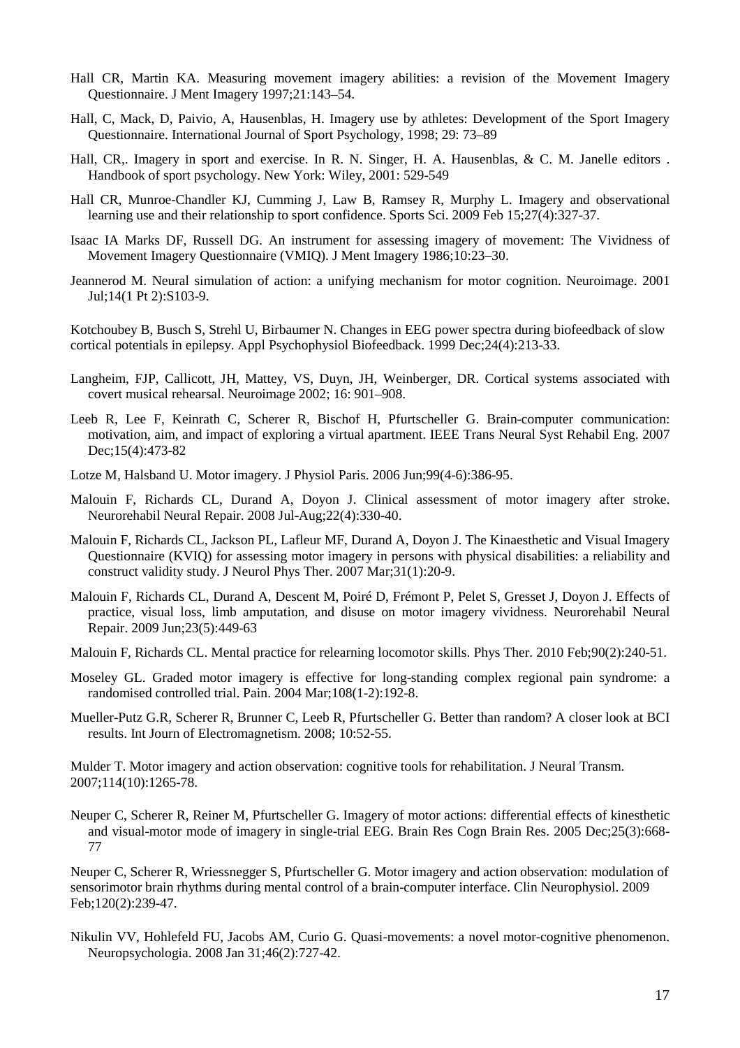Hall CR, Martin KA. Measuring movement imagery abilities: a revision of the Movement Imagery Questionnaire. J Ment Imagery 1997;21:143–54.

Hall, C, Mack, D, Paivio, A, Hausenblas, H. Imagery use by athletes: Development of the Sport Imagery Questionnaire. International Journal of Sport Psychology, 1998; 29: 73–89

Hall, CR,. Imagery in sport and exercise. In R. N. Singer, H. A. Hausenblas, & C. M. Janelle editors . Handbook of sport psychology. New York: Wiley, 2001: 529-549

Hall CR, Munroe-Chandler KJ, Cumming J, Law B, Ramsey R, Murphy L. Imagery and observational learning use and their relationship to sport confidence. Sports Sci. 2009 Feb 15;27(4):327-37.

Isaac IA Marks DF, Russell DG. An instrument for assessing imagery of movement: The Vividness of Movement Imagery Questionnaire (VMIQ). J Ment Imagery 1986;10:23–30.

Jeannerod M. Neural simulation of action: a unifying mechanism for motor cognition. Neuroimage. 2001 Jul;14(1 Pt 2):S103-9.

Kotchoubey B, Busch S, Strehl U, Birbaumer N. Changes in EEG power spectra during biofeedback of slow cortical potentials in epilepsy. Appl Psychophysiol Biofeedback. 1999 Dec;24(4):213-33.

Langheim, FJP, Callicott, JH, Mattey, VS, Duyn, JH, Weinberger, DR. Cortical systems associated with covert musical rehearsal. Neuroimage 2002; 16: 901–908.

Leeb R, Lee F, Keinrath C, Scherer R, Bischof H, Pfurtscheller G. Brain-computer communication: motivation, aim, and impact of exploring a virtual apartment. IEEE Trans Neural Syst Rehabil Eng. 2007 Dec;15(4):473-82

Lotze M, Halsband U. Motor imagery. J Physiol Paris. 2006 Jun;99(4-6):386-95.

Malouin F, Richards CL, Durand A, Doyon J. Clinical assessment of motor imagery after stroke. Neurorehabil Neural Repair. 2008 Jul-Aug;22(4):330-40.

Malouin F, Richards CL, Jackson PL, Lafleur MF, Durand A, Doyon J. The Kinaesthetic and Visual Imagery Questionnaire (KVIQ) for assessing motor imagery in persons with physical disabilities: a reliability and construct validity study. J Neurol Phys Ther. 2007 Mar;31(1):20-9.

Malouin F, Richards CL, Durand A, Descent M, Poiré D, Frémont P, Pelet S, Gresset J, Doyon J. Effects of practice, visual loss, limb amputation, and disuse on motor imagery vividness. Neurorehabil Neural Repair. 2009 Jun;23(5):449-63

Malouin F, Richards CL. Mental practice for relearning locomotor skills. Phys Ther. 2010 Feb;90(2):240-51.

Moseley GL. Graded motor imagery is effective for long-standing complex regional pain syndrome: a randomised controlled trial. Pain. 2004 Mar;108(1-2):192-8.

Mueller-Putz G.R, Scherer R, Brunner C, Leeb R, Pfurtscheller G. Better than random? A closer look at BCI results. Int Journ of Electromagnetism. 2008; 10:52-55.

Mulder T. Motor imagery and action observation: cognitive tools for rehabilitation. J Neural Transm. 2007;114(10):1265-78.

Neuper C, Scherer R, Reiner M, Pfurtscheller G. Imagery of motor actions: differential effects of kinesthetic and visual-motor mode of imagery in single-trial EEG. Brain Res Cogn Brain Res. 2005 Dec;25(3):668-77

Neuper C, Scherer R, Wriessnegger S, Pfurtscheller G. Motor imagery and action observation: modulation of sensorimotor brain rhythms during mental control of a brain-computer interface. Clin Neurophysiol. 2009 Feb;120(2):239-47.

Nikulin VV, Hohlefeld FU, Jacobs AM, Curio G. Quasi-movements: a novel motor-cognitive phenomenon. Neuropsychologia. 2008 Jan 31;46(2):727-42.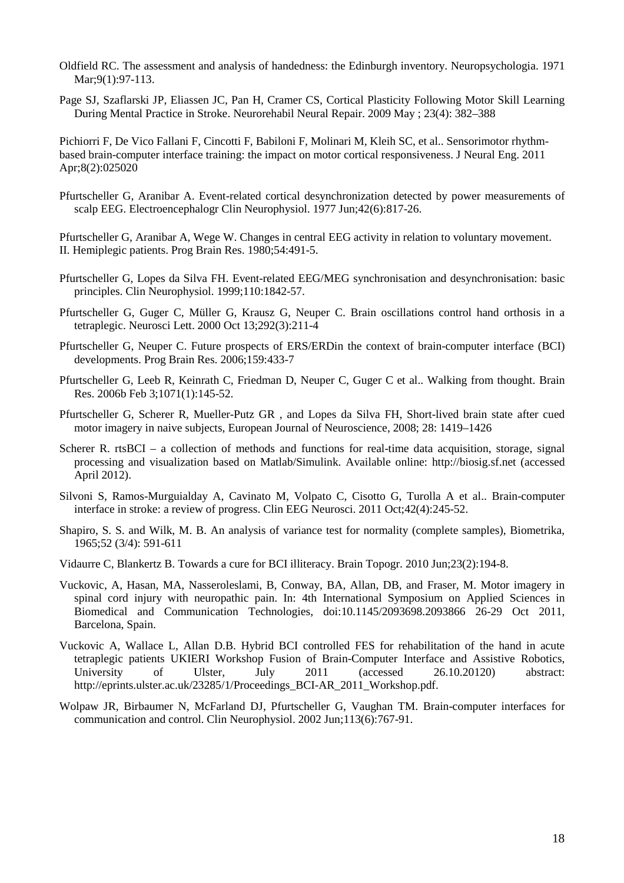Oldfield RC. The assessment and analysis of handedness: the Edinburgh inventory. Neuropsychologia. 1971 Mar;9(1):97-113.

Page SJ, Szaflarski JP, Eliassen JC, Pan H, Cramer CS, Cortical Plasticity Following Motor Skill Learning During Mental Practice in Stroke. Neurorehabil Neural Repair. 2009 May ; 23(4): 382–388

Pichiorri F, De Vico Fallani F, Cincotti F, Babiloni F, Molinari M, Kleih SC, et al.. Sensorimotor rhythm-based brain-computer interface training: the impact on motor cortical responsiveness. J Neural Eng. 2011 Apr;8(2):025020

Pfurtscheller G, Aranibar A. Event-related cortical desynchronization detected by power measurements of scalp EEG. Electroencephalogr Clin Neurophysiol. 1977 Jun;42(6):817-26.

Pfurtscheller G, Aranibar A, Wege W. Changes in central EEG activity in relation to voluntary movement. II. Hemiplegic patients. Prog Brain Res. 1980;54:491-5.

Pfurtscheller G, Lopes da Silva FH. Event-related EEG/MEG synchronisation and desynchronisation: basic principles. Clin Neurophysiol. 1999;110:1842-57.

Pfurtscheller G, Guger C, Müller G, Krausz G, Neuper C. Brain oscillations control hand orthosis in a tetraplegic. Neurosci Lett. 2000 Oct 13;292(3):211-4

Pfurtscheller G, Neuper C. Future prospects of ERS/ERDin the context of brain-computer interface (BCI) developments. Prog Brain Res. 2006;159:433-7

Pfurtscheller G, Leeb R, Keinrath C, Friedman D, Neuper C, Guger C et al.. Walking from thought. Brain Res. 2006b Feb 3;1071(1):145-52.

Pfurtscheller G, Scherer R, Mueller-Putz GR , and Lopes da Silva FH, Short-lived brain state after cued motor imagery in naive subjects, European Journal of Neuroscience, 2008; 28: 1419–1426

Scherer R. rtsBCI – a collection of methods and functions for real-time data acquisition, storage, signal processing and visualization based on Matlab/Simulink. Available online: http://biosig.sf.net (accessed April 2012).

Silvoni S, Ramos-Murguialday A, Cavinato M, Volpato C, Cisotto G, Turolla A et al.. Brain-computer interface in stroke: a review of progress. Clin EEG Neurosci. 2011 Oct;42(4):245-52.

Shapiro, S. S. and Wilk, M. B. An analysis of variance test for normality (complete samples), Biometrika, 1965;52 (3/4): 591-611

Vidaurre C, Blankertz B. Towards a cure for BCI illiteracy. Brain Topogr. 2010 Jun;23(2):194-8.

Vuckovic, A, Hasan, MA, Nasseroleslami, B, Conway, BA, Allan, DB, and Fraser, M. Motor imagery in spinal cord injury with neuropathic pain. In: 4th International Symposium on Applied Sciences in Biomedical and Communication Technologies, doi:10.1145/2093698.2093866 26-29 Oct 2011, Barcelona, Spain.

Vuckovic A, Wallace L, Allan D.B. Hybrid BCI controlled FES for rehabilitation of the hand in acute tetraplegic patients UKIERI Workshop Fusion of Brain-Computer Interface and Assistive Robotics, University of Ulster, July 2011 (accessed 26.10.20120) abstract: http://eprints.ulster.ac.uk/23285/1/Proceedings_BCI-AR_2011_Workshop.pdf.

Wolpaw JR, Birbaumer N, McFarland DJ, Pfurtscheller G, Vaughan TM. Brain-computer interfaces for communication and control. Clin Neurophysiol. 2002 Jun;113(6):767-91.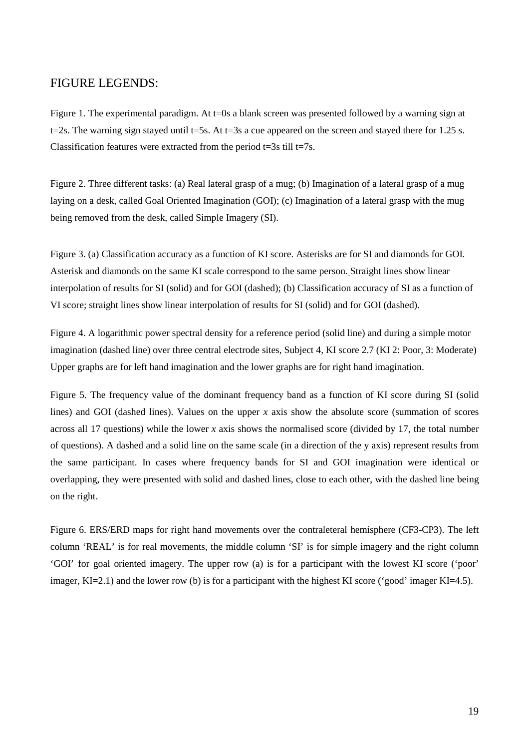# FIGURE LEGENDS:

Figure 1. The experimental paradigm. At t=0s a blank screen was presented followed by a warning sign at t=2s. The warning sign stayed until t=5s. At t=3s a cue appeared on the screen and stayed there for 1.25 s. Classification features were extracted from the period t=3s till t=7s.

Figure 2. Three different tasks: (a) Real lateral grasp of a mug; (b) Imagination of a lateral grasp of a mug laying on a desk, called Goal Oriented Imagination (GOI); (c) Imagination of a lateral grasp with the mug being removed from the desk, called Simple Imagery (SI).

Figure 3. (a) Classification accuracy as a function of KI score. Asterisks are for SI and diamonds for GOI. Asterisk and diamonds on the same KI scale correspond to the same person. Straight lines show linear interpolation of results for SI (solid) and for GOI (dashed); (b) Classification accuracy of SI as a function of VI score; straight lines show linear interpolation of results for SI (solid) and for GOI (dashed).

Figure 4. A logarithmic power spectral density for a reference period (solid line) and during a simple motor imagination (dashed line) over three central electrode sites, Subject 4, KI score 2.7 (KI 2: Poor, 3: Moderate) Upper graphs are for left hand imagination and the lower graphs are for right hand imagination.

Figure 5. The frequency value of the dominant frequency band as a function of KI score during SI (solid lines) and GOI (dashed lines). Values on the upper *x* axis show the absolute score (summation of scores across all 17 questions) while the lower *x* axis shows the normalised score (divided by 17, the total number of questions). A dashed and a solid line on the same scale (in a direction of the y axis) represent results from the same participant. In cases where frequency bands for SI and GOI imagination were identical or overlapping, they were presented with solid and dashed lines, close to each other, with the dashed line being on the right.

Figure 6. ERS/ERD maps for right hand movements over the contraleteral hemisphere (CF3-CP3). The left column 'REAL' is for real movements, the middle column 'SI' is for simple imagery and the right column 'GOI' for goal oriented imagery. The upper row (a) is for a participant with the lowest KI score ('poor' imager, KI=2.1) and the lower row (b) is for a participant with the highest KI score ('good' imager KI=4.5).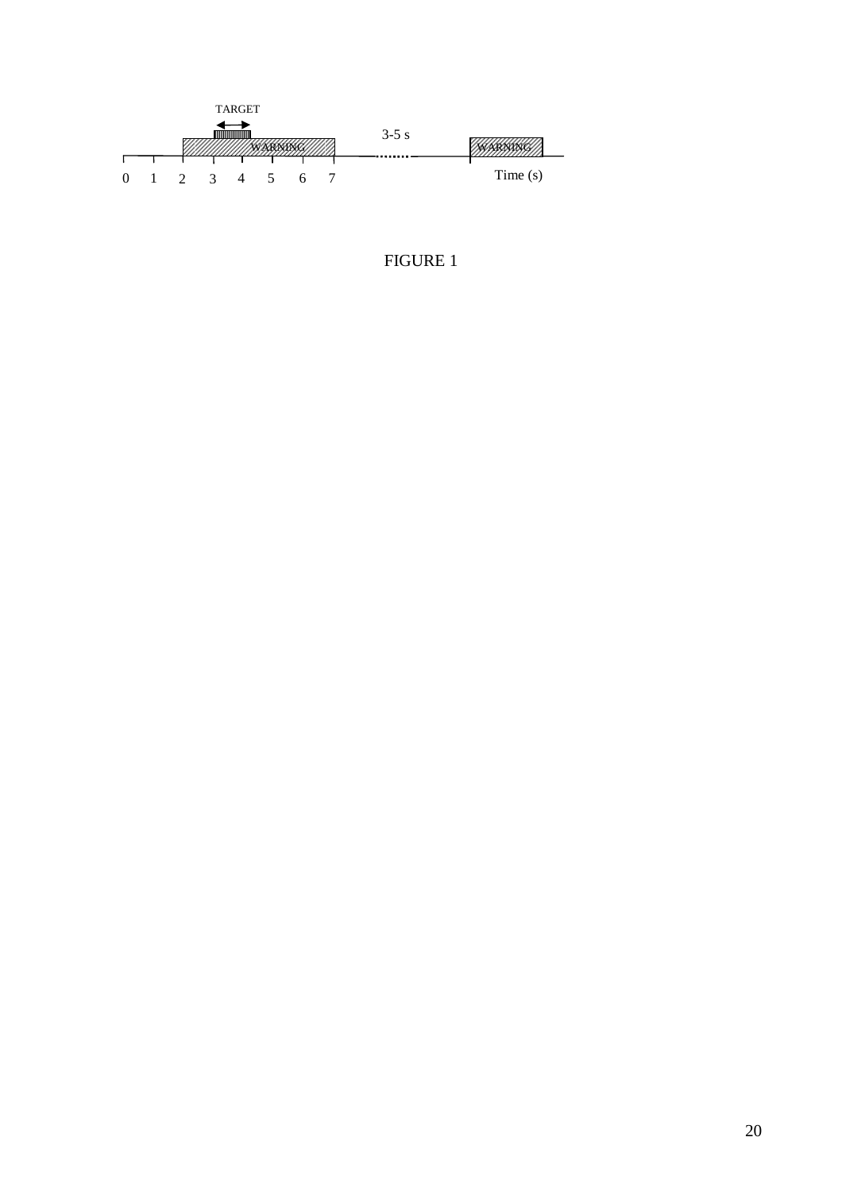TARGET

WARNING

3-5 s

WARNING

0 1 2 3 4 5 6 7

Time (s)

FIGURE 1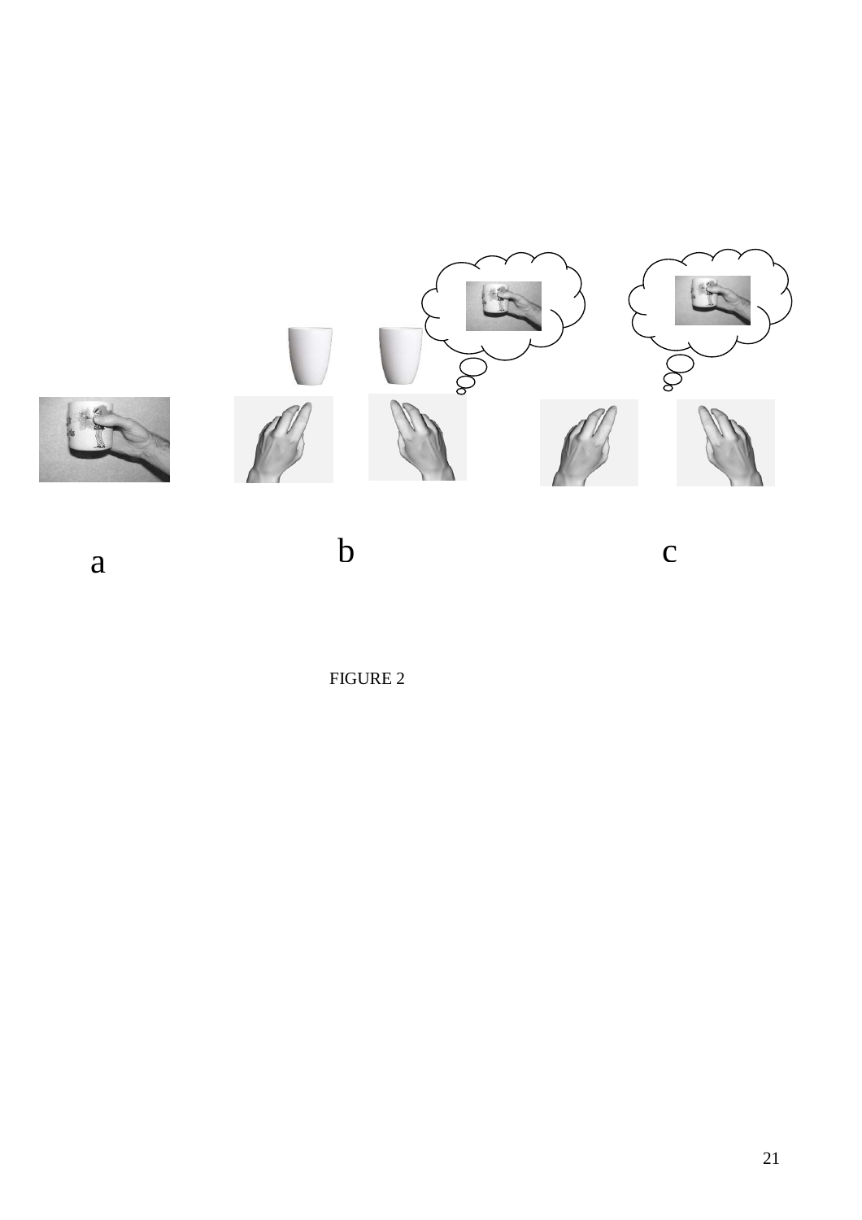a

b

c

FIGURE 2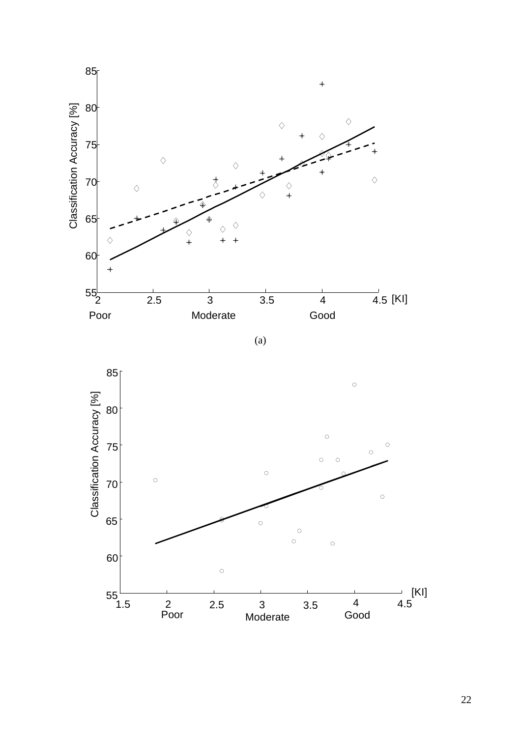(a)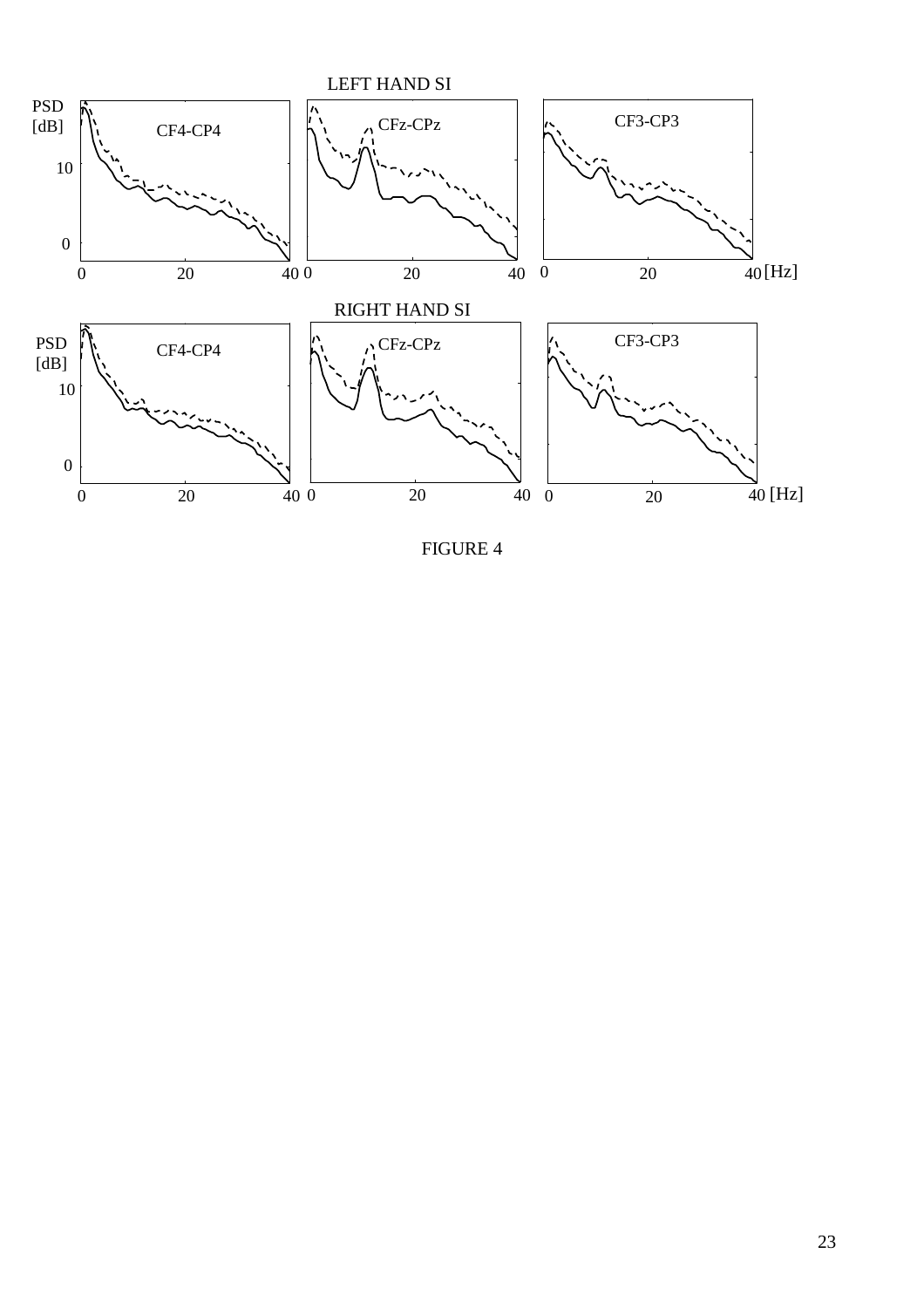FIGURE 4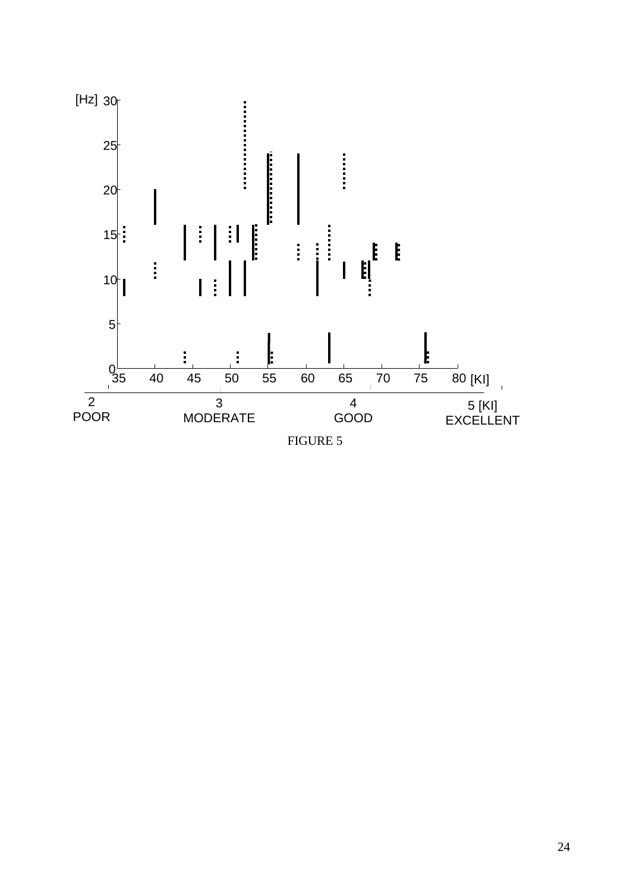FIGURE 5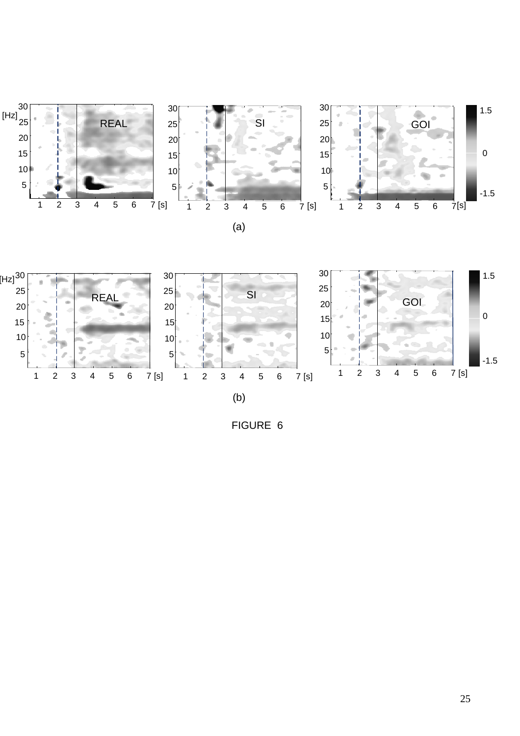30
[Hz] 25
20
15
10
5

REAL

1 2 3 4 5 6 7 [s]

30
25
20
15
10
5

SI

1 2 3 4 5 6 7 [s]

30
25
20
15
10
5

GOI

1 2 3 4 5 6 7 [s]

1.5
0
-1.5

(a)

30
[Hz] 25
20
15
10
5

REAL

1 2 3 4 5 6 7 [s]

30
25
20
15
10
5

SI

1 2 3 4 5 6 7 [s]

30
25
20
15
10
5

GOI

1 2 3 4 5 6 7 [s]

1.5
0
-1.5

(b)

FIGURE 6